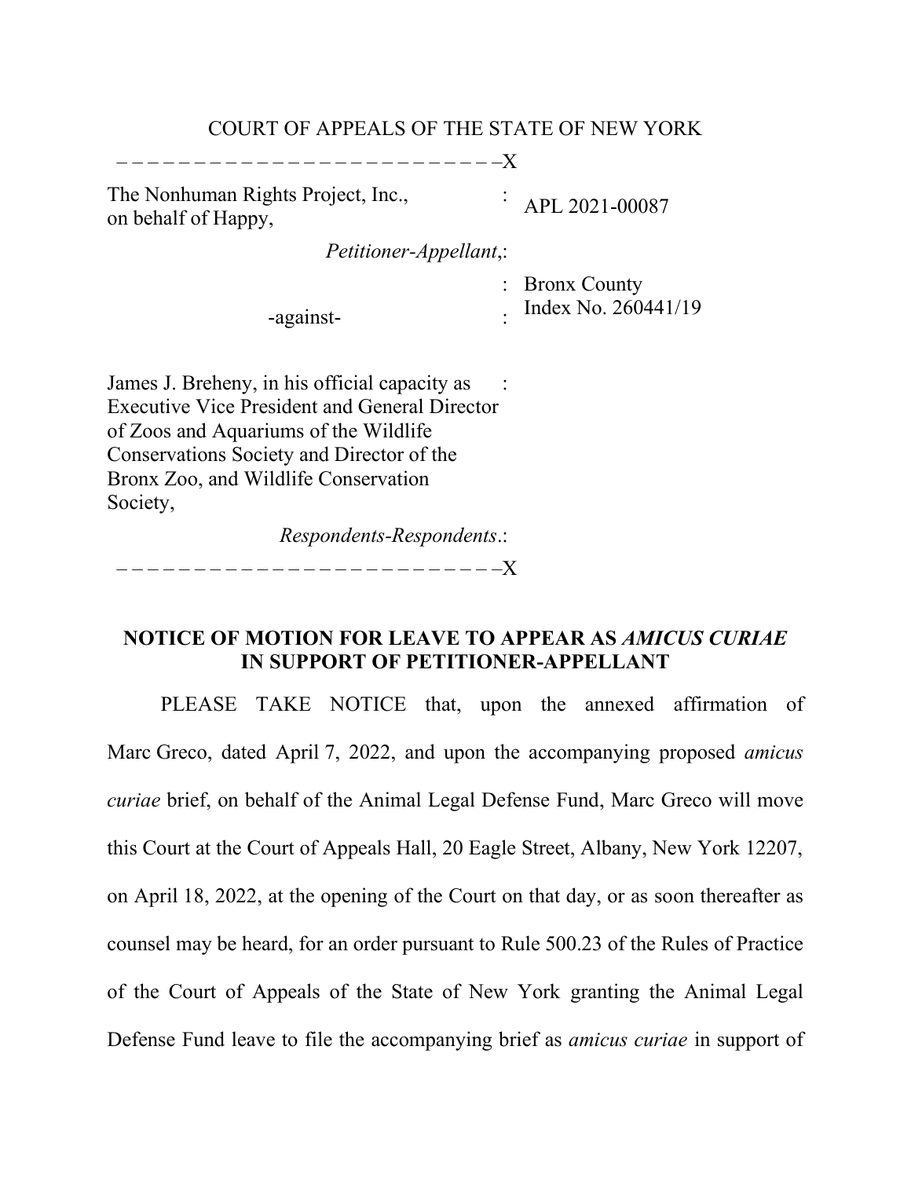COURT OF APPEALS OF THE STATE OF NEW YORK

– – – – – – – – – – – – – – – – – – – – – – – – – –X

| | | |
|---|---|---|
| The Nonhuman Rights Project, Inc., on behalf of Happy, | : | APL 2021-00087 |
| *Petitioner-Appellant*, | : | |
| | : | Bronx County |
| -against- | : | Index No. 260441/19 |
| James J. Breheny, in his official capacity as Executive Vice President and General Director of Zoos and Aquariums of the Wildlife Conservations Society and Director of the Bronx Zoo, and Wildlife Conservation Society, | : | |
| *Respondents-Respondents*. | : | |

– – – – – – – – – – – – – – – – – – – – – – – – – –X

**NOTICE OF MOTION FOR LEAVE TO APPEAR AS *AMICUS CURIAE* IN SUPPORT OF PETITIONER-APPELLANT**

PLEASE TAKE NOTICE that, upon the annexed affirmation of Marc Greco, dated April 7, 2022, and upon the accompanying proposed *amicus curiae* brief, on behalf of the Animal Legal Defense Fund, Marc Greco will move this Court at the Court of Appeals Hall, 20 Eagle Street, Albany, New York 12207, on April 18, 2022, at the opening of the Court on that day, or as soon thereafter as counsel may be heard, for an order pursuant to Rule 500.23 of the Rules of Practice of the Court of Appeals of the State of New York granting the Animal Legal Defense Fund leave to file the accompanying brief as *amicus curiae* in support of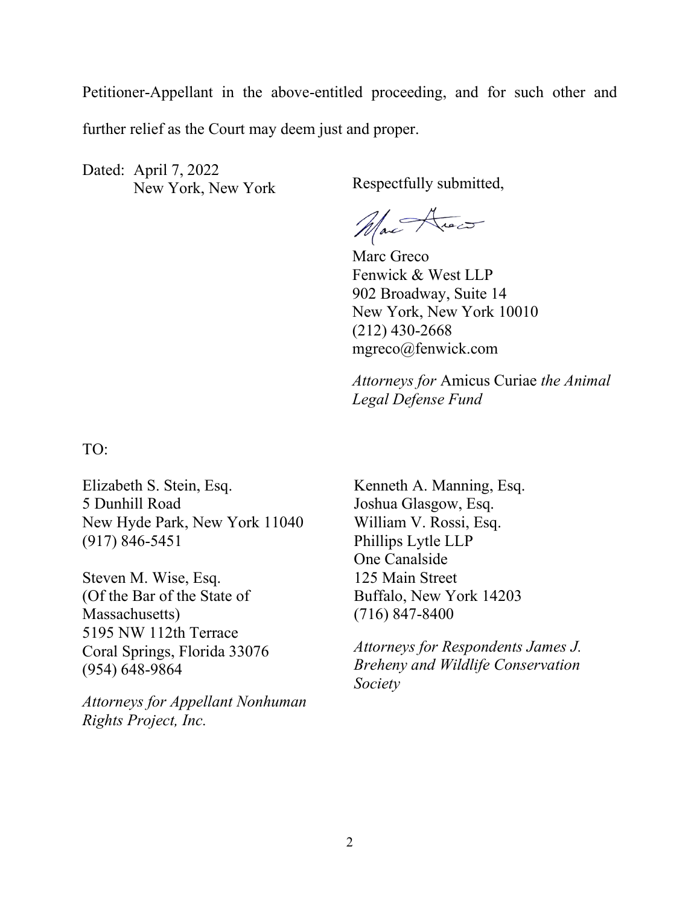Petitioner-Appellant in the above-entitled proceeding, and for such other and further relief as the Court may deem just and proper.

Dated: April 7, 2022
New York, New York

Respectfully submitted,

Marc Greco
Fenwick & West LLP
902 Broadway, Suite 14
New York, New York 10010
(212) 430-2668
mgreco@fenwick.com

*Attorneys for* Amicus Curiae *the Animal Legal Defense Fund*

TO:

Elizabeth S. Stein, Esq.
5 Dunhill Road
New Hyde Park, New York 11040
(917) 846-5451

Steven M. Wise, Esq.
(Of the Bar of the State of Massachusetts)
5195 NW 112th Terrace
Coral Springs, Florida 33076
(954) 648-9864

*Attorneys for Appellant Nonhuman Rights Project, Inc.*

Kenneth A. Manning, Esq.
Joshua Glasgow, Esq.
William V. Rossi, Esq.
Phillips Lytle LLP
One Canalside
125 Main Street
Buffalo, New York 14203
(716) 847-8400

*Attorneys for Respondents James J. Breheny and Wildlife Conservation Society*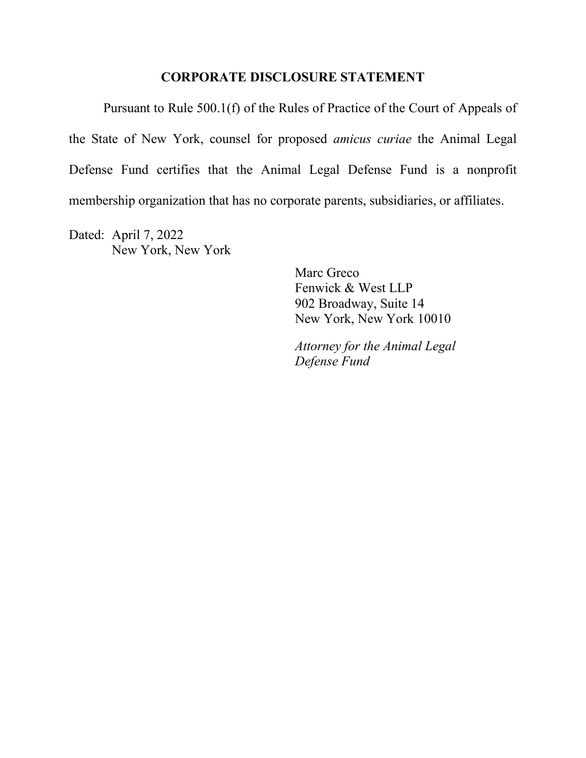## CORPORATE DISCLOSURE STATEMENT

Pursuant to Rule 500.1(f) of the Rules of Practice of the Court of Appeals of the State of New York, counsel for proposed *amicus curiae* the Animal Legal Defense Fund certifies that the Animal Legal Defense Fund is a nonprofit membership organization that has no corporate parents, subsidiaries, or affiliates.

Dated: April 7, 2022
New York, New York

Marc Greco
Fenwick & West LLP
902 Broadway, Suite 14
New York, New York 10010

*Attorney for the Animal Legal Defense Fund*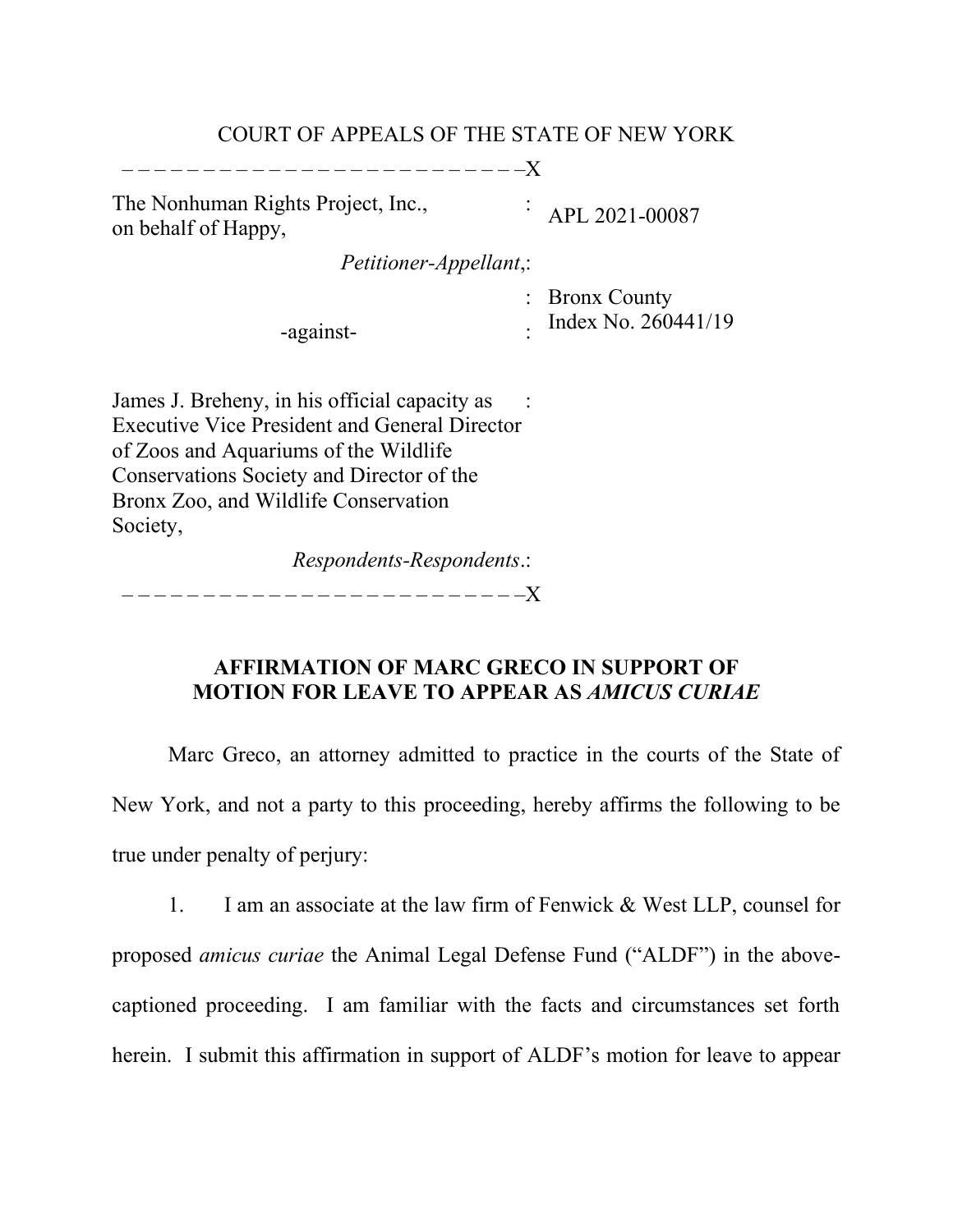COURT OF APPEALS OF THE STATE OF NEW YORK

| | | |
|---|---|---|
| The Nonhuman Rights Project, Inc., on behalf of Happy, | : | APL 2021-00087 |
| *Petitioner-Appellant*, | : | |
| -against- | : | Bronx County Index No. 260441/19 |
| James J. Breheny, in his official capacity as Executive Vice President and General Director of Zoos and Aquariums of the Wildlife Conservations Society and Director of the Bronx Zoo, and Wildlife Conservation Society, | : | |
| *Respondents-Respondents*. | : | |

## AFFIRMATION OF MARC GRECO IN SUPPORT OF MOTION FOR LEAVE TO APPEAR AS *AMICUS CURIAE*

Marc Greco, an attorney admitted to practice in the courts of the State of New York, and not a party to this proceeding, hereby affirms the following to be true under penalty of perjury:

1. I am an associate at the law firm of Fenwick & West LLP, counsel for proposed *amicus curiae* the Animal Legal Defense Fund ("ALDF") in the above-captioned proceeding. I am familiar with the facts and circumstances set forth herein. I submit this affirmation in support of ALDF's motion for leave to appear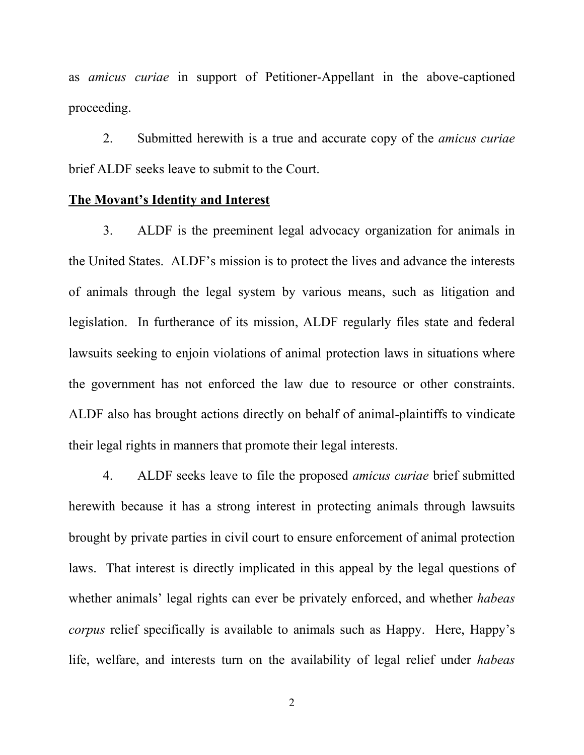as *amicus curiae* in support of Petitioner-Appellant in the above-captioned proceeding.

2. Submitted herewith is a true and accurate copy of the *amicus curiae* brief ALDF seeks leave to submit to the Court.

**The Movant's Identity and Interest**

3. ALDF is the preeminent legal advocacy organization for animals in the United States. ALDF's mission is to protect the lives and advance the interests of animals through the legal system by various means, such as litigation and legislation. In furtherance of its mission, ALDF regularly files state and federal lawsuits seeking to enjoin violations of animal protection laws in situations where the government has not enforced the law due to resource or other constraints. ALDF also has brought actions directly on behalf of animal-plaintiffs to vindicate their legal rights in manners that promote their legal interests.

4. ALDF seeks leave to file the proposed *amicus curiae* brief submitted herewith because it has a strong interest in protecting animals through lawsuits brought by private parties in civil court to ensure enforcement of animal protection laws. That interest is directly implicated in this appeal by the legal questions of whether animals' legal rights can ever be privately enforced, and whether *habeas corpus* relief specifically is available to animals such as Happy. Here, Happy's life, welfare, and interests turn on the availability of legal relief under *habeas*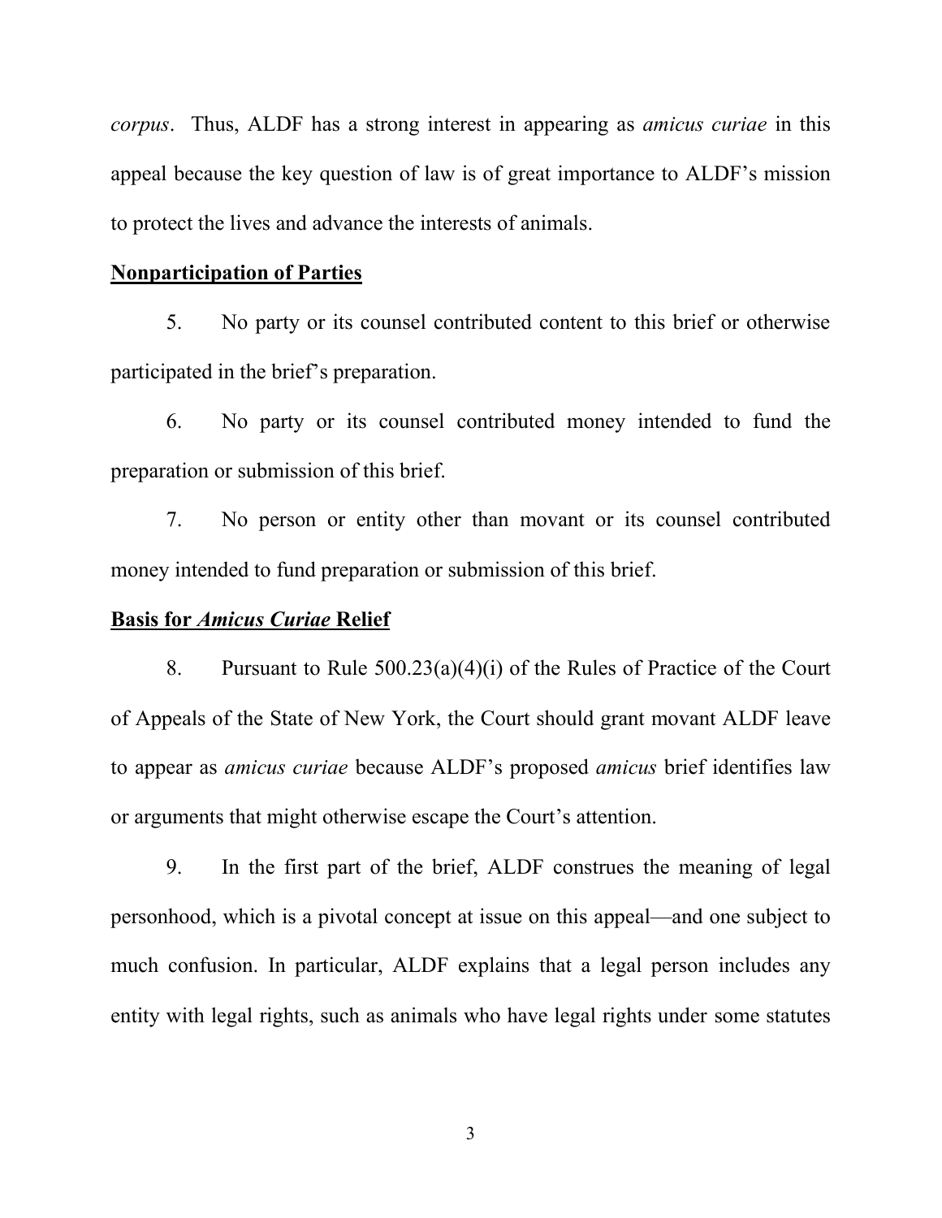*corpus*. Thus, ALDF has a strong interest in appearing as *amicus curiae* in this appeal because the key question of law is of great importance to ALDF's mission to protect the lives and advance the interests of animals.

**<u>Nonparticipation of Parties</u>**

5. No party or its counsel contributed content to this brief or otherwise participated in the brief's preparation.

6. No party or its counsel contributed money intended to fund the preparation or submission of this brief.

7. No person or entity other than movant or its counsel contributed money intended to fund preparation or submission of this brief.

**<u>Basis for *Amicus Curiae* Relief</u>**

8. Pursuant to Rule 500.23(a)(4)(i) of the Rules of Practice of the Court of Appeals of the State of New York, the Court should grant movant ALDF leave to appear as *amicus curiae* because ALDF's proposed *amicus* brief identifies law or arguments that might otherwise escape the Court's attention.

9. In the first part of the brief, ALDF construes the meaning of legal personhood, which is a pivotal concept at issue on this appeal—and one subject to much confusion. In particular, ALDF explains that a legal person includes any entity with legal rights, such as animals who have legal rights under some statutes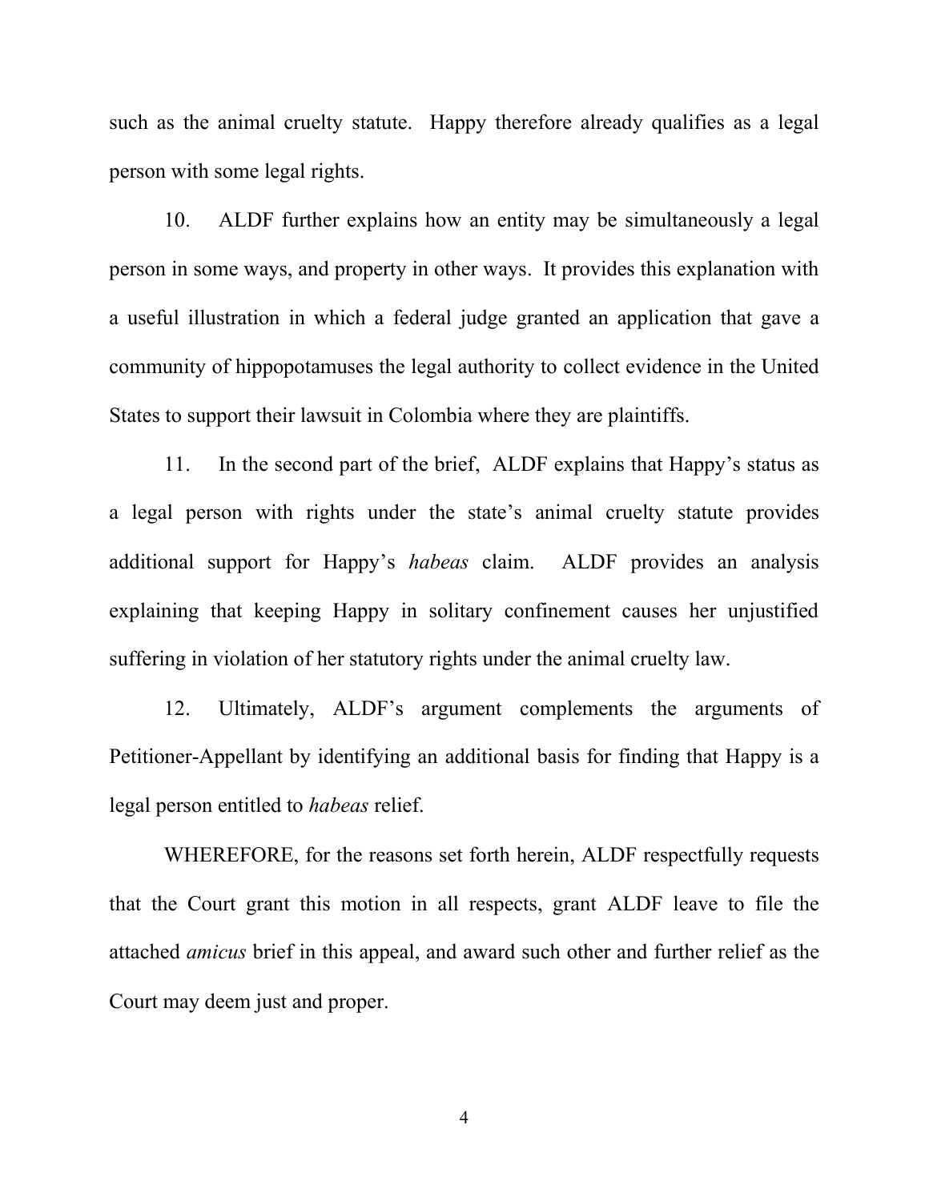such as the animal cruelty statute. Happy therefore already qualifies as a legal person with some legal rights.

10. ALDF further explains how an entity may be simultaneously a legal person in some ways, and property in other ways. It provides this explanation with a useful illustration in which a federal judge granted an application that gave a community of hippopotamuses the legal authority to collect evidence in the United States to support their lawsuit in Colombia where they are plaintiffs.

11. In the second part of the brief, ALDF explains that Happy's status as a legal person with rights under the state's animal cruelty statute provides additional support for Happy's *habeas* claim. ALDF provides an analysis explaining that keeping Happy in solitary confinement causes her unjustified suffering in violation of her statutory rights under the animal cruelty law.

12. Ultimately, ALDF's argument complements the arguments of Petitioner-Appellant by identifying an additional basis for finding that Happy is a legal person entitled to *habeas* relief.

WHEREFORE, for the reasons set forth herein, ALDF respectfully requests that the Court grant this motion in all respects, grant ALDF leave to file the attached *amicus* brief in this appeal, and award such other and further relief as the Court may deem just and proper.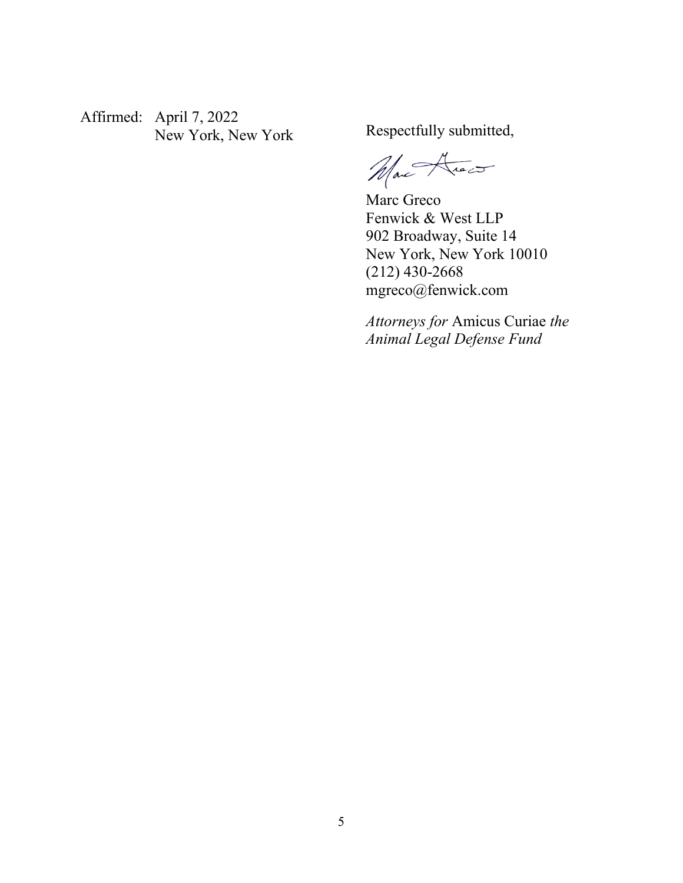Affirmed: April 7, 2022
New York, New York

Respectfully submitted,

Marc Greco
Fenwick & West LLP
902 Broadway, Suite 14
New York, New York 10010
(212) 430-2668
mgreco@fenwick.com

*Attorneys for* Amicus Curiae *the Animal Legal Defense Fund*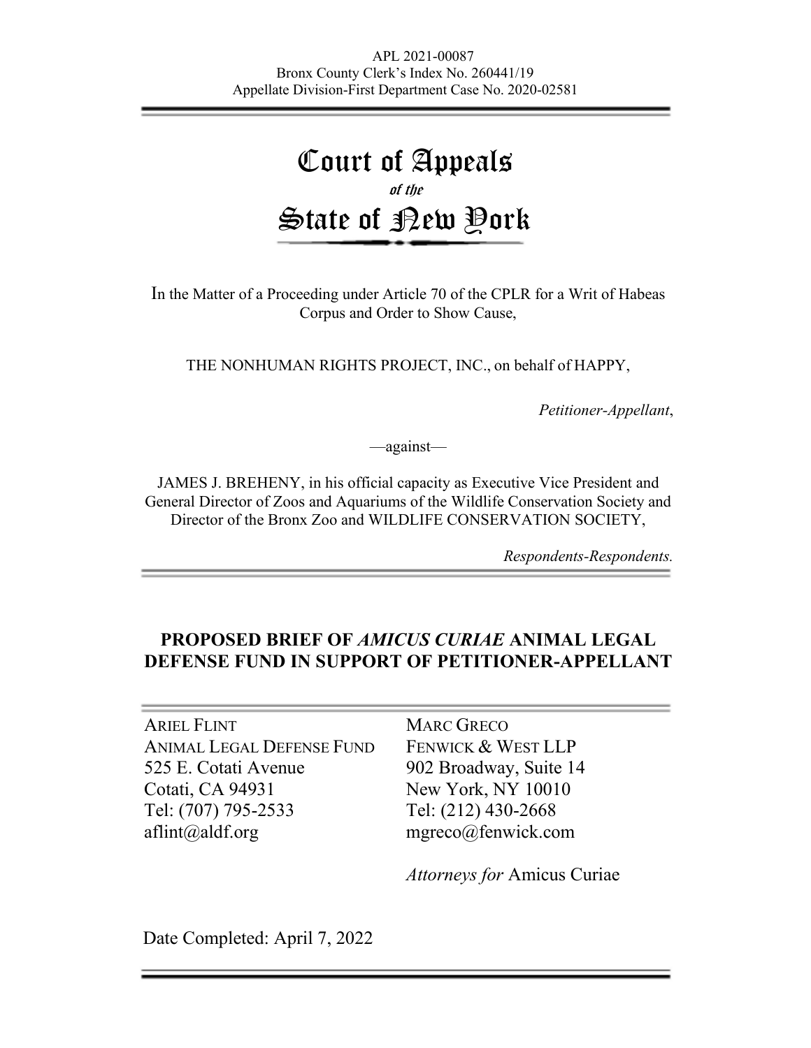APL 2021-00087
Bronx County Clerk's Index No. 260441/19
Appellate Division-First Department Case No. 2020-02581

# Court of Appeals
*of the*
# State of New York

In the Matter of a Proceeding under Article 70 of the CPLR for a Writ of Habeas Corpus and Order to Show Cause,

THE NONHUMAN RIGHTS PROJECT, INC., on behalf of HAPPY,

*Petitioner-Appellant*,

—against—

JAMES J. BREHENY, in his official capacity as Executive Vice President and General Director of Zoos and Aquariums of the Wildlife Conservation Society and Director of the Bronx Zoo and WILDLIFE CONSERVATION SOCIETY,

*Respondents-Respondents.*

## PROPOSED BRIEF OF *AMICUS CURIAE* ANIMAL LEGAL DEFENSE FUND IN SUPPORT OF PETITIONER-APPELLANT

ARIEL FLINT
ANIMAL LEGAL DEFENSE FUND
525 E. Cotati Avenue
Cotati, CA 94931
Tel: (707) 795-2533
aflint@aldf.org

MARC GRECO
FENWICK & WEST LLP
902 Broadway, Suite 14
New York, NY 10010
Tel: (212) 430-2668
mgreco@fenwick.com

*Attorneys for* Amicus Curiae

Date Completed: April 7, 2022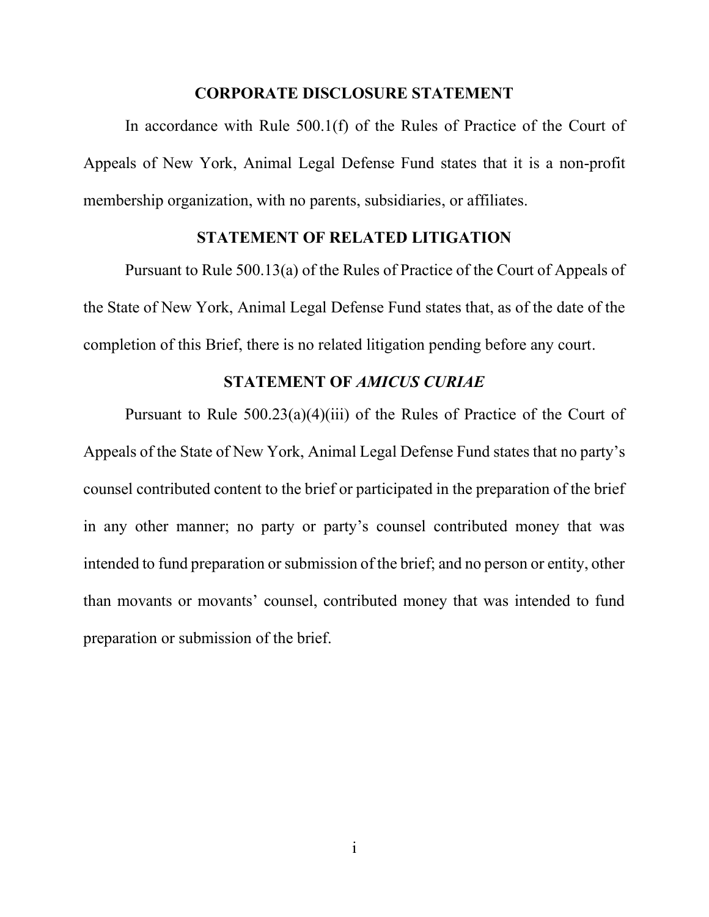## CORPORATE DISCLOSURE STATEMENT

In accordance with Rule 500.1(f) of the Rules of Practice of the Court of Appeals of New York, Animal Legal Defense Fund states that it is a non-profit membership organization, with no parents, subsidiaries, or affiliates.

## STATEMENT OF RELATED LITIGATION

Pursuant to Rule 500.13(a) of the Rules of Practice of the Court of Appeals of the State of New York, Animal Legal Defense Fund states that, as of the date of the completion of this Brief, there is no related litigation pending before any court.

## STATEMENT OF *AMICUS CURIAE*

Pursuant to Rule 500.23(a)(4)(iii) of the Rules of Practice of the Court of Appeals of the State of New York, Animal Legal Defense Fund states that no party's counsel contributed content to the brief or participated in the preparation of the brief in any other manner; no party or party's counsel contributed money that was intended to fund preparation or submission of the brief; and no person or entity, other than movants or movants' counsel, contributed money that was intended to fund preparation or submission of the brief.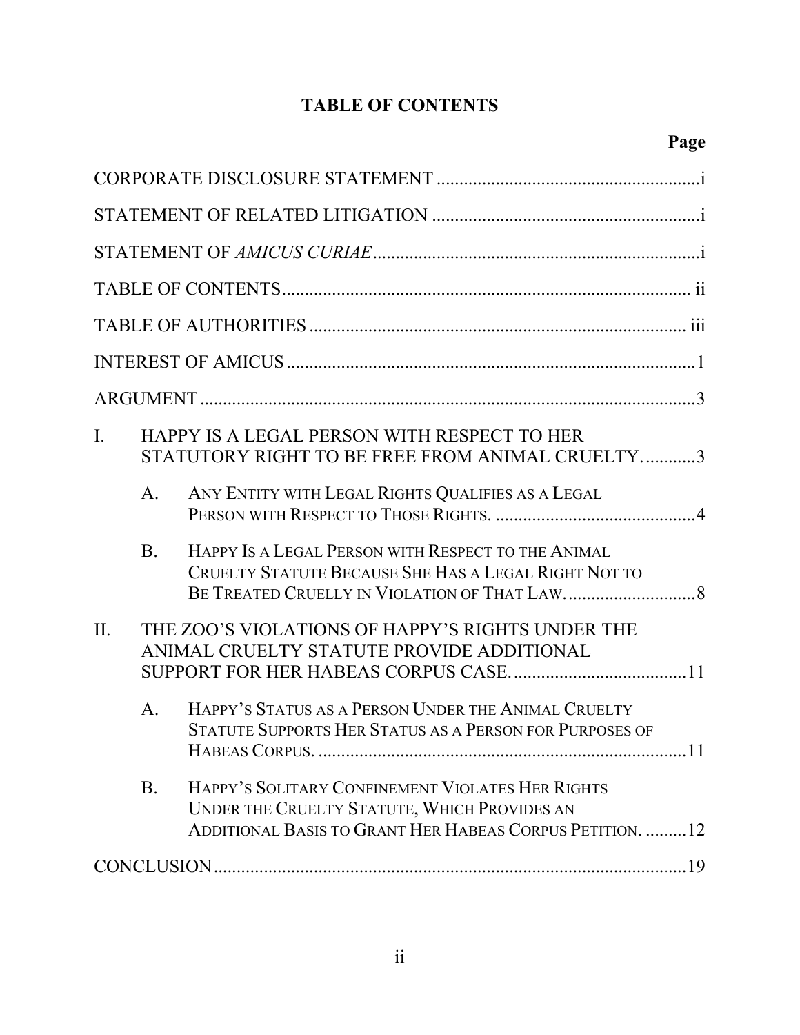# TABLE OF CONTENTS

| | Page |
|---|---|
| CORPORATE DISCLOSURE STATEMENT | i |
| STATEMENT OF RELATED LITIGATION | i |
| STATEMENT OF *AMICUS CURIAE* | i |
| TABLE OF CONTENTS | ii |
| TABLE OF AUTHORITIES | iii |
| INTEREST OF AMICUS | 1 |
| ARGUMENT | 3 |
| I. HAPPY IS A LEGAL PERSON WITH RESPECT TO HER STATUTORY RIGHT TO BE FREE FROM ANIMAL CRUELTY. | 3 |
| A. ANY ENTITY WITH LEGAL RIGHTS QUALIFIES AS A LEGAL PERSON WITH RESPECT TO THOSE RIGHTS. | 4 |
| B. HAPPY IS A LEGAL PERSON WITH RESPECT TO THE ANIMAL CRUELTY STATUTE BECAUSE SHE HAS A LEGAL RIGHT NOT TO BE TREATED CRUELLY IN VIOLATION OF THAT LAW. | 8 |
| II. THE ZOO'S VIOLATIONS OF HAPPY'S RIGHTS UNDER THE ANIMAL CRUELTY STATUTE PROVIDE ADDITIONAL SUPPORT FOR HER HABEAS CORPUS CASE. | 11 |
| A. HAPPY'S STATUS AS A PERSON UNDER THE ANIMAL CRUELTY STATUTE SUPPORTS HER STATUS AS A PERSON FOR PURPOSES OF HABEAS CORPUS. | 11 |
| B. HAPPY'S SOLITARY CONFINEMENT VIOLATES HER RIGHTS UNDER THE CRUELTY STATUTE, WHICH PROVIDES AN ADDITIONAL BASIS TO GRANT HER HABEAS CORPUS PETITION. | 12 |
| CONCLUSION | 19 |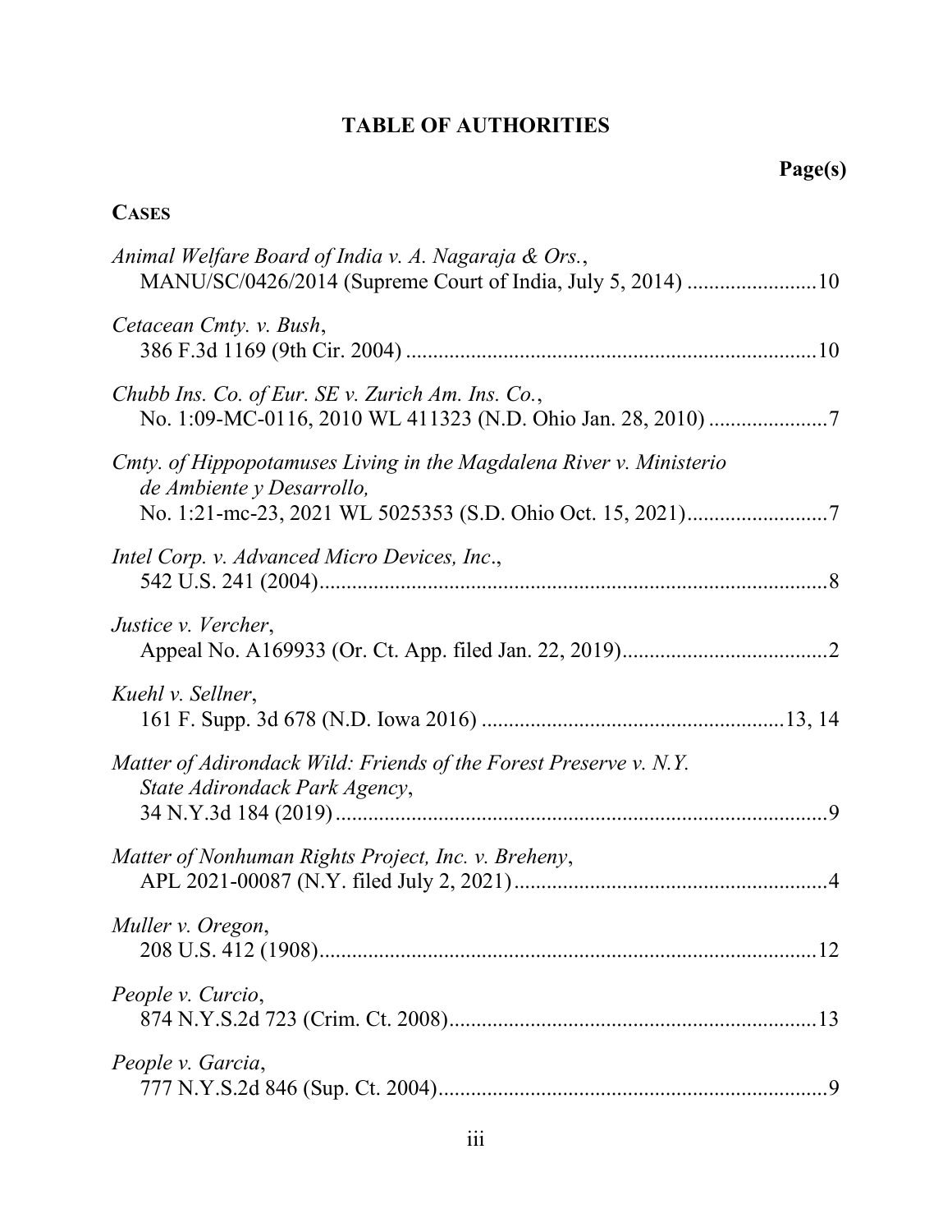# TABLE OF AUTHORITIES

**Page(s)**

**CASES**

*Animal Welfare Board of India v. A. Nagaraja & Ors.*,
MANU/SC/0426/2014 (Supreme Court of India, July 5, 2014) ........................10

*Cetacean Cmty. v. Bush*,
386 F.3d 1169 (9th Cir. 2004) ..........................................................................10

*Chubb Ins. Co. of Eur. SE v. Zurich Am. Ins. Co.*,
No. 1:09-MC-0116, 2010 WL 411323 (N.D. Ohio Jan. 28, 2010) ......................7

*Cmty. of Hippopotamuses Living in the Magdalena River v. Ministerio de Ambiente y Desarrollo,*
No. 1:21-mc-23, 2021 WL 5025353 (S.D. Ohio Oct. 15, 2021)..........................7

*Intel Corp. v. Advanced Micro Devices, Inc*.,
542 U.S. 241 (2004)............................................................................................8

*Justice v. Vercher*,
Appeal No. A169933 (Or. Ct. App. filed Jan. 22, 2019)......................................2

*Kuehl v. Sellner*,
161 F. Supp. 3d 678 (N.D. Iowa 2016) .......................................................13, 14

*Matter of Adirondack Wild: Friends of the Forest Preserve v. N.Y. State Adirondack Park Agency*,
34 N.Y.3d 184 (2019)..........................................................................................9

*Matter of Nonhuman Rights Project, Inc. v. Breheny*,
APL 2021-00087 (N.Y. filed July 2, 2021)..........................................................4

*Muller v. Oregon*,
208 U.S. 412 (1908)...........................................................................................12

*People v. Curcio*,
874 N.Y.S.2d 723 (Crim. Ct. 2008)....................................................................13

*People v. Garcia*,
777 N.Y.S.2d 846 (Sup. Ct. 2004).......................................................................9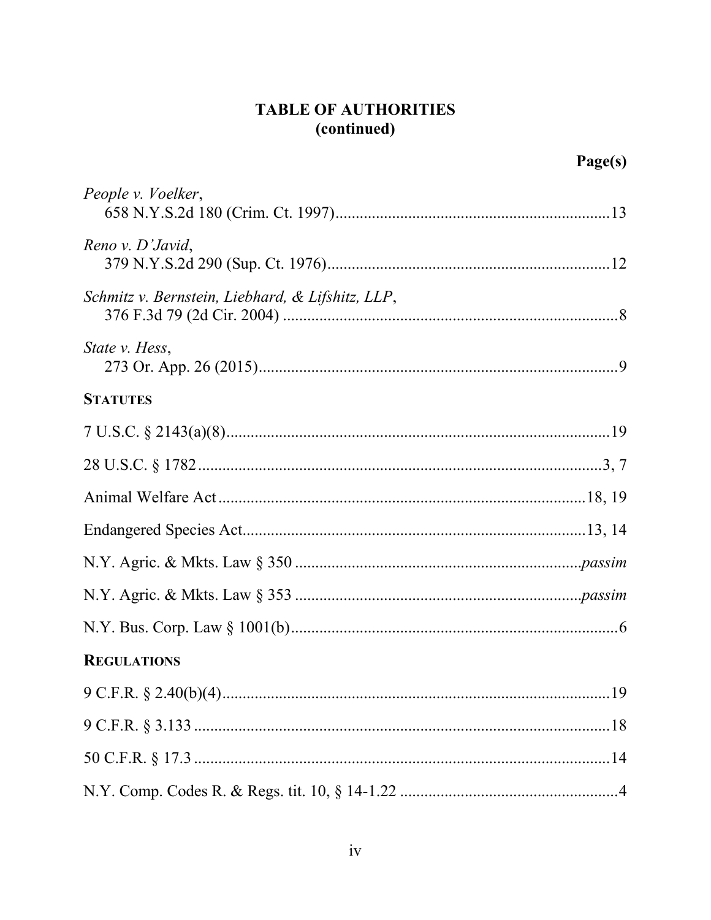# TABLE OF AUTHORITIES
## (continued)

**Page(s)**

*People v. Voelker*,
658 N.Y.S.2d 180 (Crim. Ct. 1997) .................................................................. 13

*Reno v. D'Javid*,
379 N.Y.S.2d 290 (Sup. Ct. 1976) .................................................................... 12

*Schmitz v. Bernstein, Liebhard, & Lifshitz, LLP*,
376 F.3d 79 (2d Cir. 2004) ................................................................................. 8

*State v. Hess*,
273 Or. App. 26 (2015) ....................................................................................... 9

**STATUTES**

7 U.S.C. § 2143(a)(8) ............................................................................................ 19

28 U.S.C. § 1782 ................................................................................................ 3, 7

Animal Welfare Act ........................................................................................ 18, 19

Endangered Species Act .................................................................................. 13, 14

N.Y. Agric. & Mkts. Law § 350 ..................................................................... *passim*

N.Y. Agric. & Mkts. Law § 353 ..................................................................... *passim*

N.Y. Bus. Corp. Law § 1001(b) ............................................................................... 6

**REGULATIONS**

9 C.F.R. § 2.40(b)(4) ............................................................................................. 19

9 C.F.R. § 3.133 ..................................................................................................... 18

50 C.F.R. § 17.3 ..................................................................................................... 14

N.Y. Comp. Codes R. & Regs. tit. 10, § 14-1.22 ..................................................... 4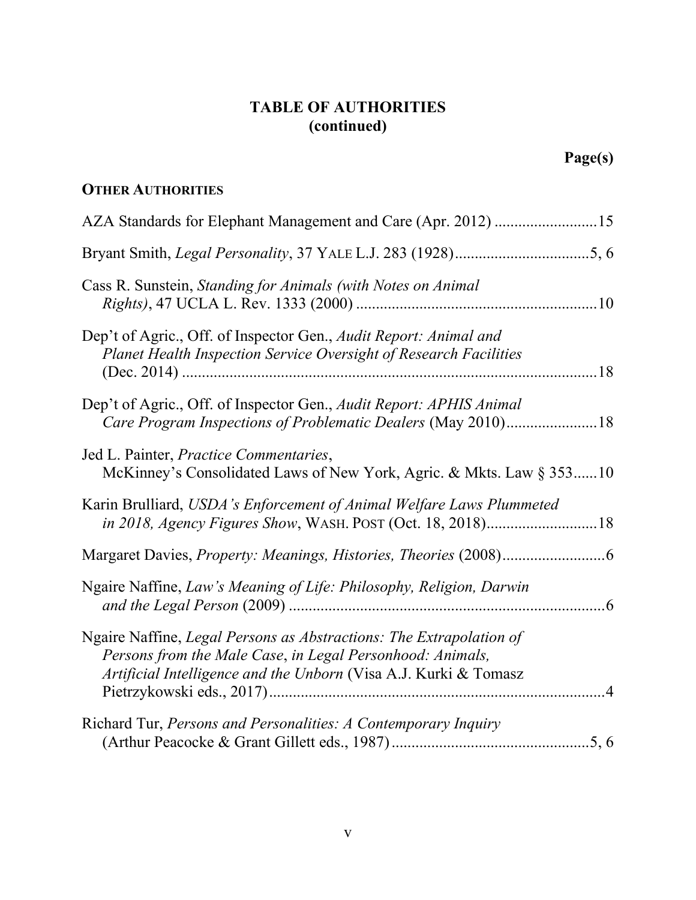## TABLE OF AUTHORITIES
## (continued)

**Page(s)**

**OTHER AUTHORITIES**

AZA Standards for Elephant Management and Care (Apr. 2012) .........................15

Bryant Smith, *Legal Personality*, 37 YALE L.J. 283 (1928).................................5, 6

Cass R. Sunstein, *Standing for Animals (with Notes on Animal Rights)*, 47 UCLA L. Rev. 1333 (2000) ............................................................10

Dep't of Agric., Off. of Inspector Gen., *Audit Report: Animal and Planet Health Inspection Service Oversight of Research Facilities* (Dec. 2014) ........................................................................................18

Dep't of Agric., Off. of Inspector Gen., *Audit Report: APHIS Animal Care Program Inspections of Problematic Dealers* (May 2010).......................18

Jed L. Painter, *Practice Commentaries*, McKinney's Consolidated Laws of New York, Agric. & Mkts. Law § 353......10

Karin Brulliard, *USDA's Enforcement of Animal Welfare Laws Plummeted in 2018, Agency Figures Show*, WASH. POST (Oct. 18, 2018)...........................18

Margaret Davies, *Property: Meanings, Histories, Theories* (2008)..........................6

Ngaire Naffine, *Law's Meaning of Life: Philosophy, Religion, Darwin and the Legal Person* (2009) ................................................................................6

Ngaire Naffine, *Legal Persons as Abstractions: The Extrapolation of Persons from the Male Case*, *in Legal Personhood: Animals, Artificial Intelligence and the Unborn* (Visa A.J. Kurki & Tomasz Pietrzykowski eds., 2017)....................................................................................4

Richard Tur, *Persons and Personalities: A Contemporary Inquiry* (Arthur Peacocke & Grant Gillett eds., 1987).................................................5, 6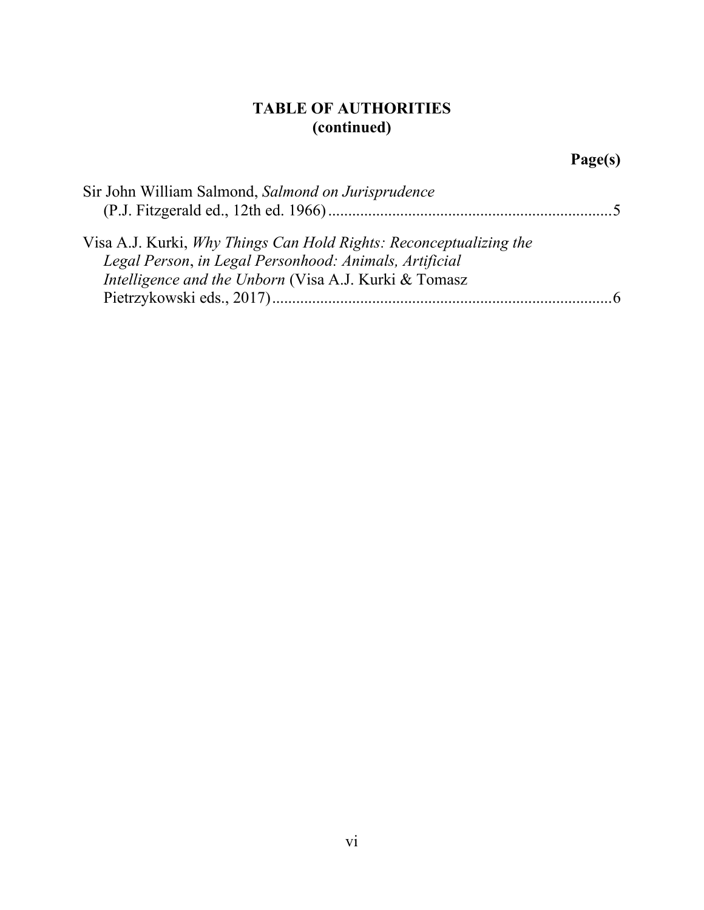**TABLE OF AUTHORITIES**
**(continued)**

**Page(s)**

Sir John William Salmond, *Salmond on Jurisprudence* (P.J. Fitzgerald ed., 12th ed. 1966) ....................................................................... 5

Visa A.J. Kurki, *Why Things Can Hold Rights: Reconceptualizing the Legal Person*, *in Legal Personhood: Animals, Artificial Intelligence and the Unborn* (Visa A.J. Kurki & Tomasz Pietrzykowski eds., 2017) ..................................................................................... 6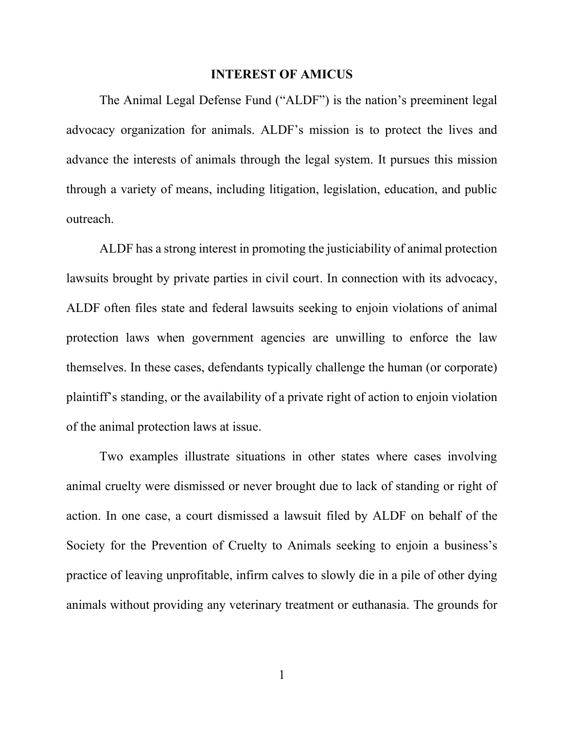## INTEREST OF AMICUS

The Animal Legal Defense Fund ("ALDF") is the nation's preeminent legal advocacy organization for animals. ALDF's mission is to protect the lives and advance the interests of animals through the legal system. It pursues this mission through a variety of means, including litigation, legislation, education, and public outreach.

ALDF has a strong interest in promoting the justiciability of animal protection lawsuits brought by private parties in civil court. In connection with its advocacy, ALDF often files state and federal lawsuits seeking to enjoin violations of animal protection laws when government agencies are unwilling to enforce the law themselves. In these cases, defendants typically challenge the human (or corporate) plaintiff's standing, or the availability of a private right of action to enjoin violation of the animal protection laws at issue.

Two examples illustrate situations in other states where cases involving animal cruelty were dismissed or never brought due to lack of standing or right of action. In one case, a court dismissed a lawsuit filed by ALDF on behalf of the Society for the Prevention of Cruelty to Animals seeking to enjoin a business's practice of leaving unprofitable, infirm calves to slowly die in a pile of other dying animals without providing any veterinary treatment or euthanasia. The grounds for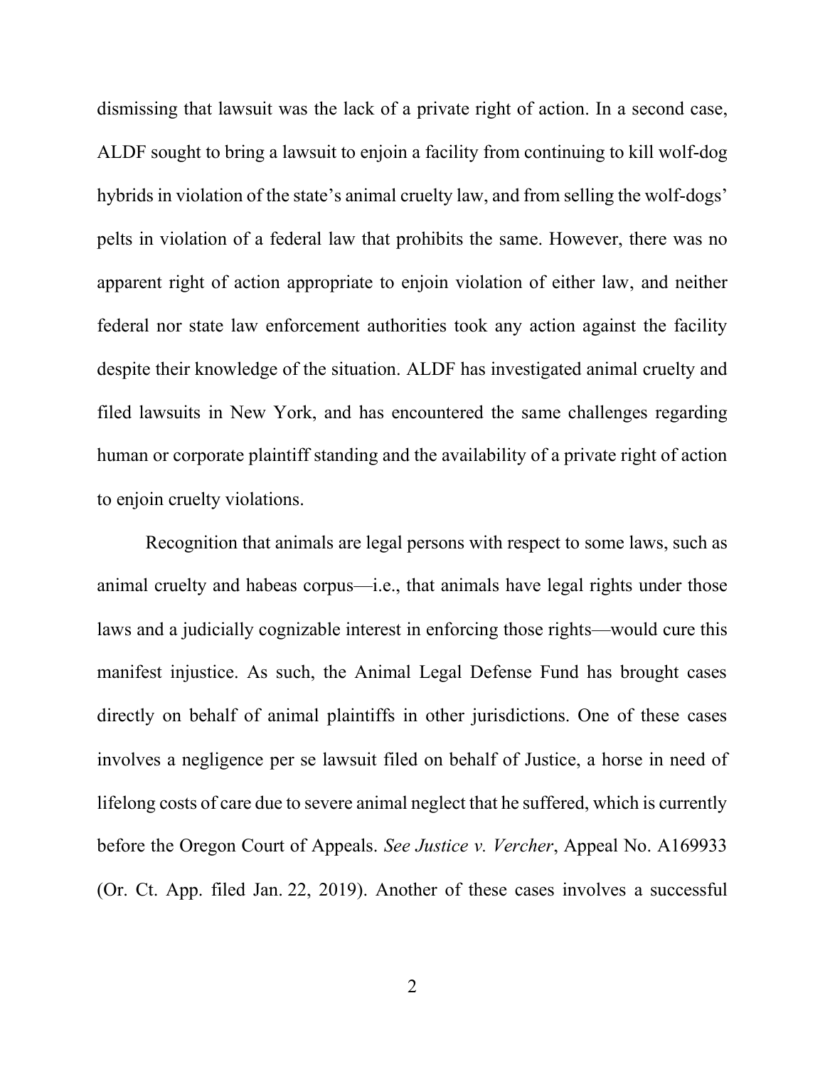dismissing that lawsuit was the lack of a private right of action. In a second case, ALDF sought to bring a lawsuit to enjoin a facility from continuing to kill wolf-dog hybrids in violation of the state's animal cruelty law, and from selling the wolf-dogs' pelts in violation of a federal law that prohibits the same. However, there was no apparent right of action appropriate to enjoin violation of either law, and neither federal nor state law enforcement authorities took any action against the facility despite their knowledge of the situation. ALDF has investigated animal cruelty and filed lawsuits in New York, and has encountered the same challenges regarding human or corporate plaintiff standing and the availability of a private right of action to enjoin cruelty violations.

Recognition that animals are legal persons with respect to some laws, such as animal cruelty and habeas corpus—i.e., that animals have legal rights under those laws and a judicially cognizable interest in enforcing those rights—would cure this manifest injustice. As such, the Animal Legal Defense Fund has brought cases directly on behalf of animal plaintiffs in other jurisdictions. One of these cases involves a negligence per se lawsuit filed on behalf of Justice, a horse in need of lifelong costs of care due to severe animal neglect that he suffered, which is currently before the Oregon Court of Appeals. *See Justice v. Vercher*, Appeal No. A169933 (Or. Ct. App. filed Jan. 22, 2019). Another of these cases involves a successful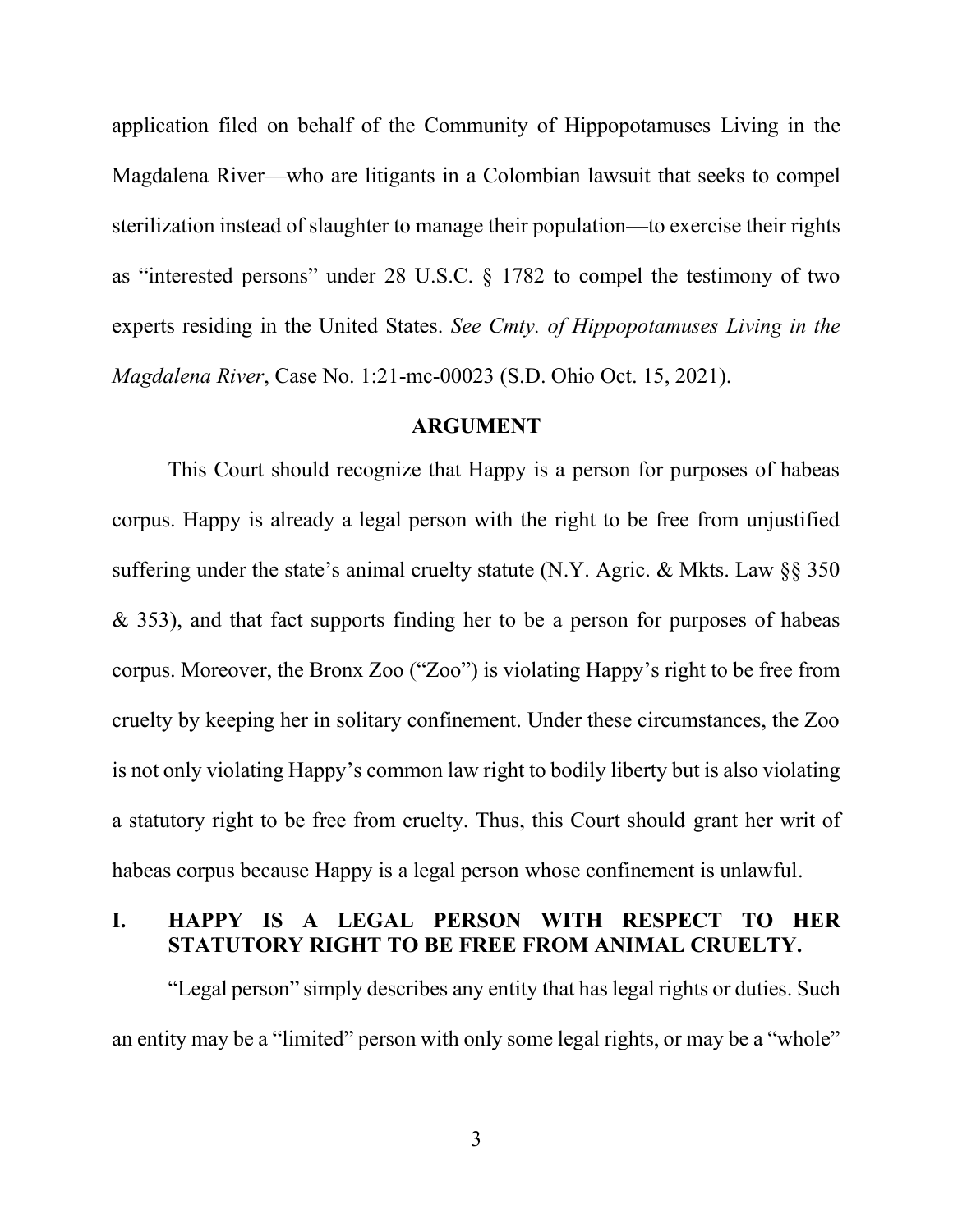application filed on behalf of the Community of Hippopotamuses Living in the Magdalena River—who are litigants in a Colombian lawsuit that seeks to compel sterilization instead of slaughter to manage their population—to exercise their rights as "interested persons" under 28 U.S.C. § 1782 to compel the testimony of two experts residing in the United States. *See Cmty. of Hippopotamuses Living in the Magdalena River*, Case No. 1:21-mc-00023 (S.D. Ohio Oct. 15, 2021).

## ARGUMENT

This Court should recognize that Happy is a person for purposes of habeas corpus. Happy is already a legal person with the right to be free from unjustified suffering under the state's animal cruelty statute (N.Y. Agric. & Mkts. Law §§ 350 & 353), and that fact supports finding her to be a person for purposes of habeas corpus. Moreover, the Bronx Zoo ("Zoo") is violating Happy's right to be free from cruelty by keeping her in solitary confinement. Under these circumstances, the Zoo is not only violating Happy's common law right to bodily liberty but is also violating a statutory right to be free from cruelty. Thus, this Court should grant her writ of habeas corpus because Happy is a legal person whose confinement is unlawful.

### I. HAPPY IS A LEGAL PERSON WITH RESPECT TO HER STATUTORY RIGHT TO BE FREE FROM ANIMAL CRUELTY.

"Legal person" simply describes any entity that has legal rights or duties. Such an entity may be a "limited" person with only some legal rights, or may be a "whole"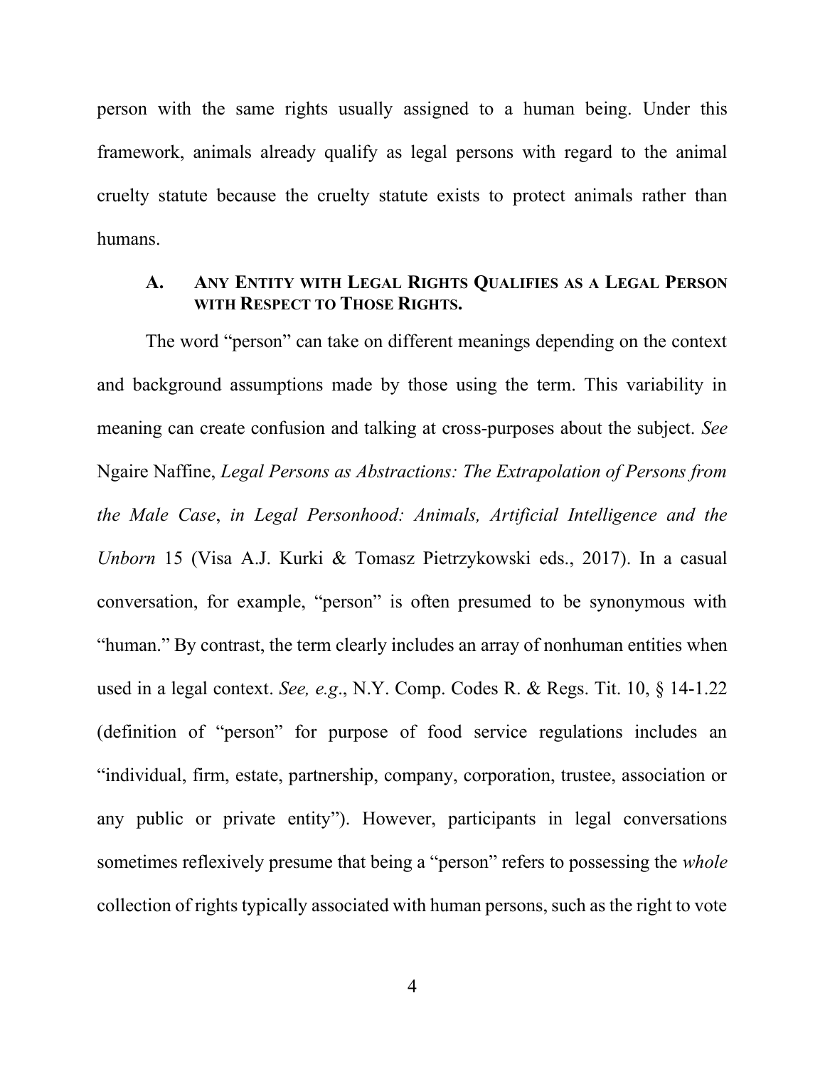person with the same rights usually assigned to a human being. Under this framework, animals already qualify as legal persons with regard to the animal cruelty statute because the cruelty statute exists to protect animals rather than humans.

### A. Any Entity with Legal Rights Qualifies as a Legal Person with Respect to Those Rights.

The word "person" can take on different meanings depending on the context and background assumptions made by those using the term. This variability in meaning can create confusion and talking at cross-purposes about the subject. *See* Ngaire Naffine, *Legal Persons as Abstractions: The Extrapolation of Persons from the Male Case*, *in Legal Personhood: Animals, Artificial Intelligence and the Unborn* 15 (Visa A.J. Kurki & Tomasz Pietrzykowski eds., 2017). In a casual conversation, for example, "person" is often presumed to be synonymous with "human." By contrast, the term clearly includes an array of nonhuman entities when used in a legal context. *See, e.g.*, N.Y. Comp. Codes R. & Regs. Tit. 10, § 14-1.22 (definition of "person" for purpose of food service regulations includes an "individual, firm, estate, partnership, company, corporation, trustee, association or any public or private entity"). However, participants in legal conversations sometimes reflexively presume that being a "person" refers to possessing the *whole* collection of rights typically associated with human persons, such as the right to vote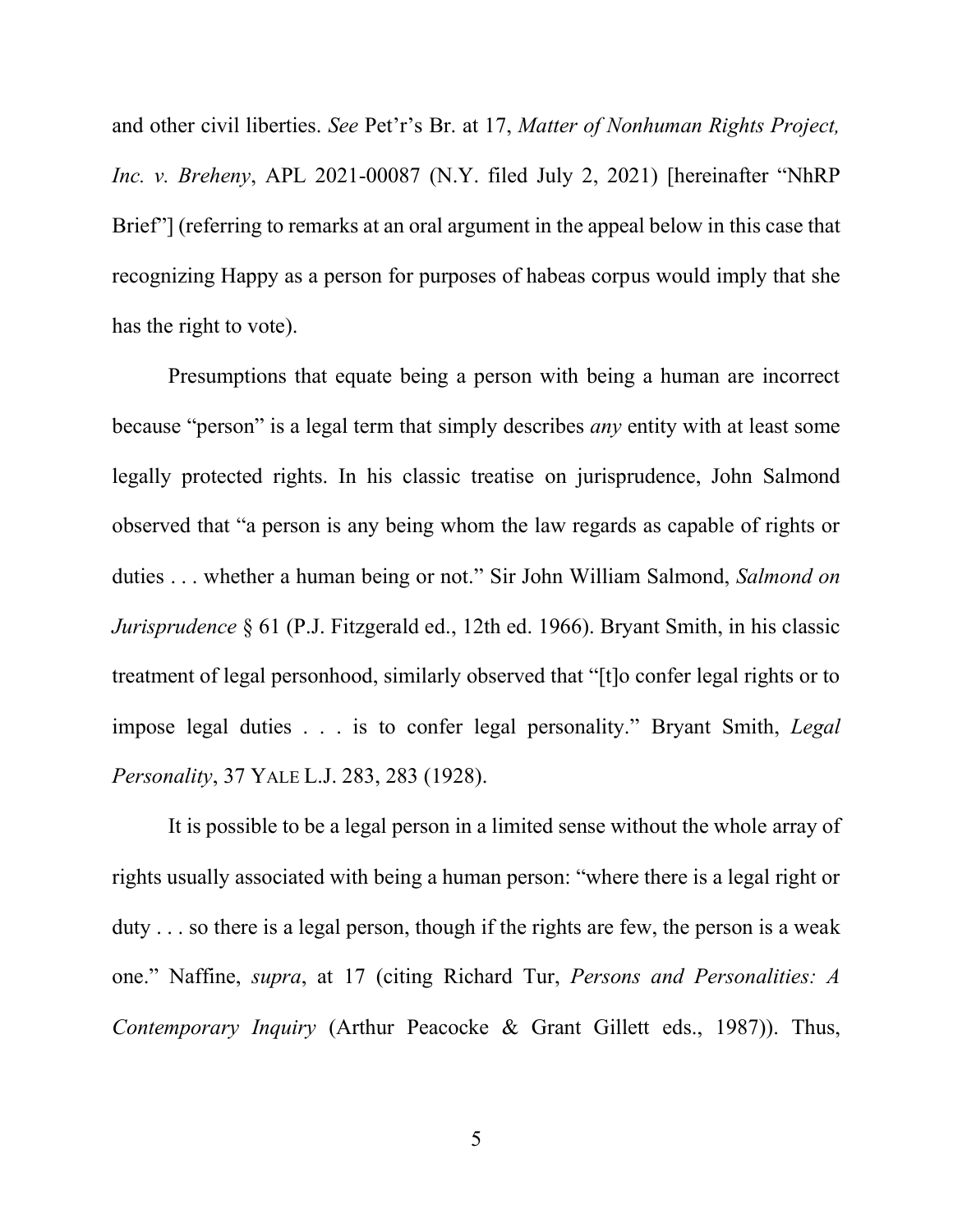and other civil liberties. *See* Pet'r's Br. at 17, *Matter of Nonhuman Rights Project, Inc. v. Breheny*, APL 2021-00087 (N.Y. filed July 2, 2021) [hereinafter "NhRP Brief"] (referring to remarks at an oral argument in the appeal below in this case that recognizing Happy as a person for purposes of habeas corpus would imply that she has the right to vote).

Presumptions that equate being a person with being a human are incorrect because "person" is a legal term that simply describes *any* entity with at least some legally protected rights. In his classic treatise on jurisprudence, John Salmond observed that "a person is any being whom the law regards as capable of rights or duties . . . whether a human being or not." Sir John William Salmond, *Salmond on Jurisprudence* § 61 (P.J. Fitzgerald ed., 12th ed. 1966). Bryant Smith, in his classic treatment of legal personhood, similarly observed that "[t]o confer legal rights or to impose legal duties . . . is to confer legal personality." Bryant Smith, *Legal Personality*, 37 YALE L.J. 283, 283 (1928).

It is possible to be a legal person in a limited sense without the whole array of rights usually associated with being a human person: "where there is a legal right or duty . . . so there is a legal person, though if the rights are few, the person is a weak one." Naffine, *supra*, at 17 (citing Richard Tur, *Persons and Personalities: A Contemporary Inquiry* (Arthur Peacocke & Grant Gillett eds., 1987)). Thus,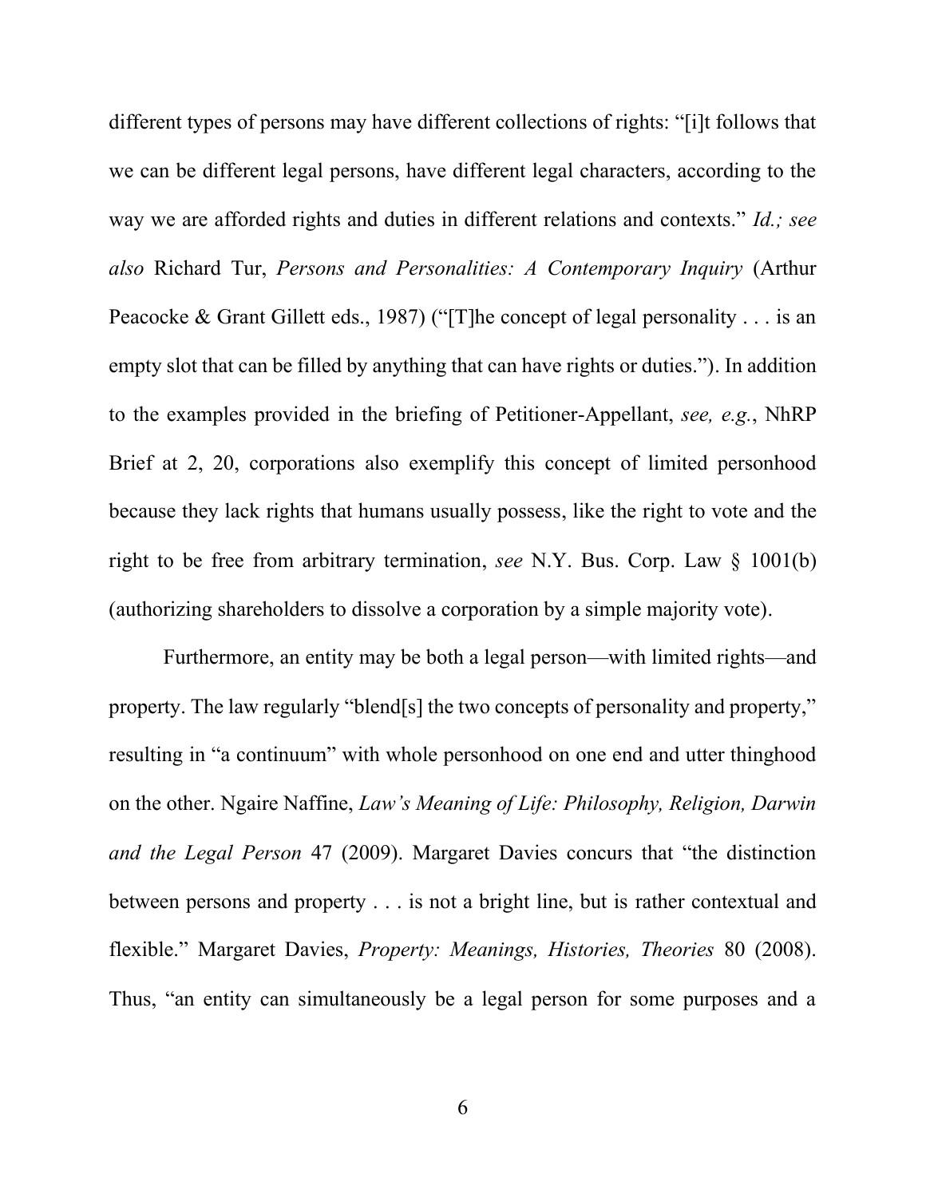different types of persons may have different collections of rights: "[i]t follows that we can be different legal persons, have different legal characters, according to the way we are afforded rights and duties in different relations and contexts." *Id.; see also* Richard Tur, *Persons and Personalities: A Contemporary Inquiry* (Arthur Peacocke & Grant Gillett eds., 1987) ("[T]he concept of legal personality . . . is an empty slot that can be filled by anything that can have rights or duties."). In addition to the examples provided in the briefing of Petitioner-Appellant, *see, e.g.*, NhRP Brief at 2, 20, corporations also exemplify this concept of limited personhood because they lack rights that humans usually possess, like the right to vote and the right to be free from arbitrary termination, *see* N.Y. Bus. Corp. Law § 1001(b) (authorizing shareholders to dissolve a corporation by a simple majority vote).

Furthermore, an entity may be both a legal person—with limited rights—and property. The law regularly "blend[s] the two concepts of personality and property," resulting in "a continuum" with whole personhood on one end and utter thinghood on the other. Ngaire Naffine, *Law's Meaning of Life: Philosophy, Religion, Darwin and the Legal Person* 47 (2009). Margaret Davies concurs that "the distinction between persons and property . . . is not a bright line, but is rather contextual and flexible." Margaret Davies, *Property: Meanings, Histories, Theories* 80 (2008). Thus, "an entity can simultaneously be a legal person for some purposes and a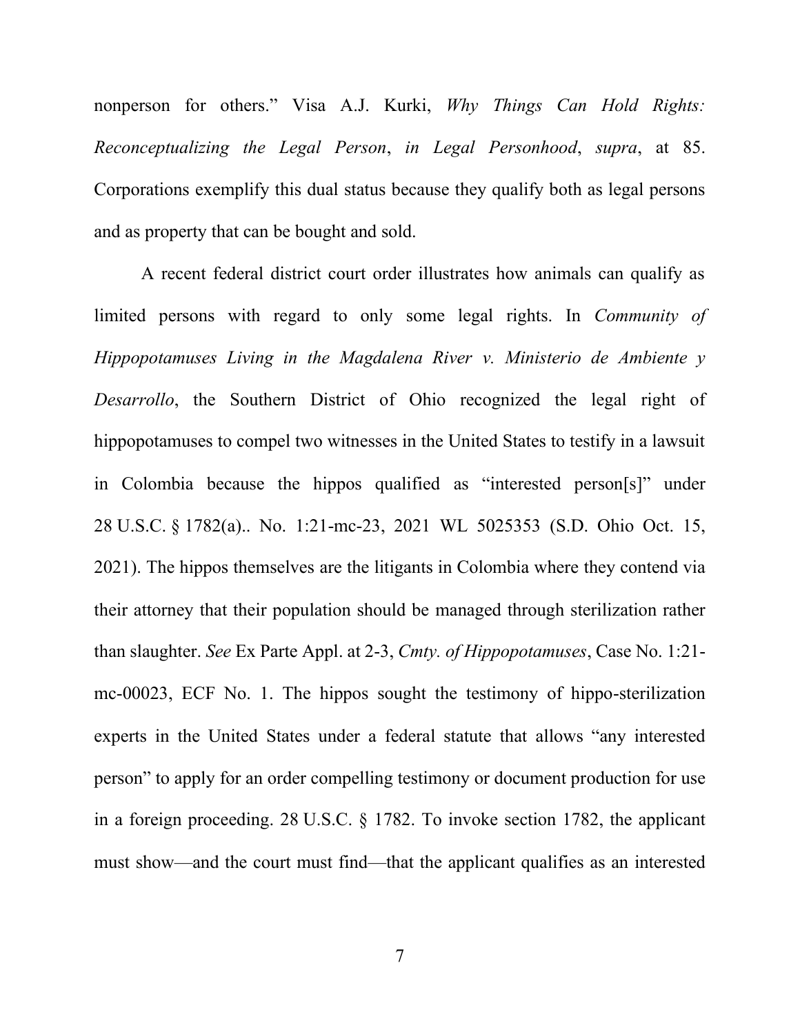nonperson for others." Visa A.J. Kurki, *Why Things Can Hold Rights: Reconceptualizing the Legal Person*, *in Legal Personhood*, *supra*, at 85. Corporations exemplify this dual status because they qualify both as legal persons and as property that can be bought and sold.

A recent federal district court order illustrates how animals can qualify as limited persons with regard to only some legal rights. In *Community of Hippopotamuses Living in the Magdalena River v. Ministerio de Ambiente y Desarrollo*, the Southern District of Ohio recognized the legal right of hippopotamuses to compel two witnesses in the United States to testify in a lawsuit in Colombia because the hippos qualified as "interested person[s]" under 28 U.S.C. § 1782(a).. No. 1:21-mc-23, 2021 WL 5025353 (S.D. Ohio Oct. 15, 2021). The hippos themselves are the litigants in Colombia where they contend via their attorney that their population should be managed through sterilization rather than slaughter. *See* Ex Parte Appl. at 2-3, *Cmty. of Hippopotamuses*, Case No. 1:21-mc-00023, ECF No. 1. The hippos sought the testimony of hippo-sterilization experts in the United States under a federal statute that allows "any interested person" to apply for an order compelling testimony or document production for use in a foreign proceeding. 28 U.S.C. § 1782. To invoke section 1782, the applicant must show—and the court must find—that the applicant qualifies as an interested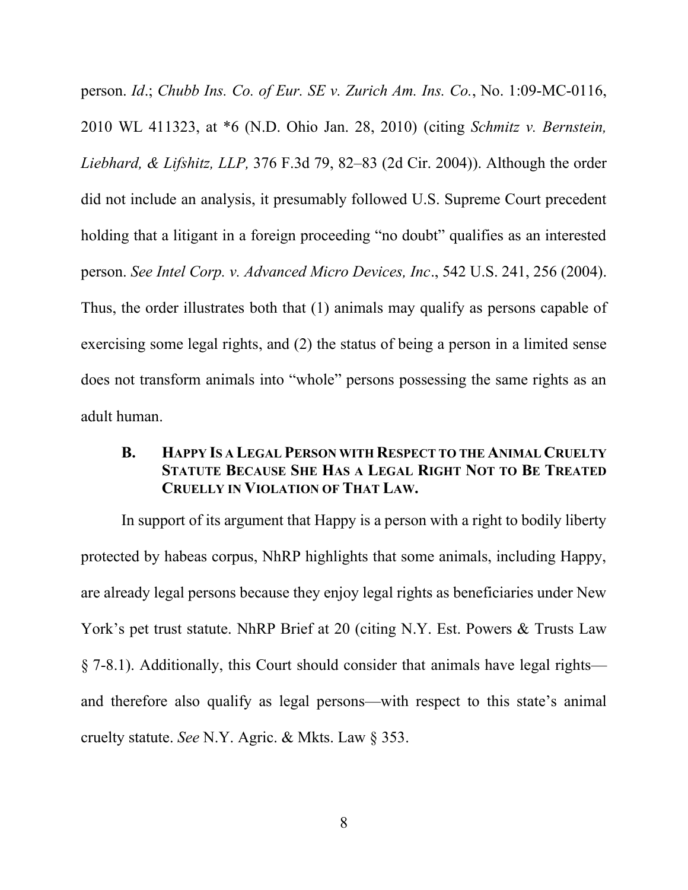person. *Id*.; *Chubb Ins. Co. of Eur. SE v. Zurich Am. Ins. Co.*, No. 1:09-MC-0116, 2010 WL 411323, at *6 (N.D. Ohio Jan. 28, 2010) (citing *Schmitz v. Bernstein, Liebhard, & Lifshitz, LLP,* 376 F.3d 79, 82–83 (2d Cir. 2004)). Although the order did not include an analysis, it presumably followed U.S. Supreme Court precedent holding that a litigant in a foreign proceeding "no doubt" qualifies as an interested person. *See Intel Corp. v. Advanced Micro Devices, Inc*., 542 U.S. 241, 256 (2004). Thus, the order illustrates both that (1) animals may qualify as persons capable of exercising some legal rights, and (2) the status of being a person in a limited sense does not transform animals into "whole" persons possessing the same rights as an adult human.

### B. Happy Is a Legal Person with Respect to the Animal Cruelty Statute Because She Has a Legal Right Not to Be Treated Cruelly in Violation of That Law.

In support of its argument that Happy is a person with a right to bodily liberty protected by habeas corpus, NhRP highlights that some animals, including Happy, are already legal persons because they enjoy legal rights as beneficiaries under New York's pet trust statute. NhRP Brief at 20 (citing N.Y. Est. Powers & Trusts Law § 7-8.1). Additionally, this Court should consider that animals have legal rights—and therefore also qualify as legal persons—with respect to this state's animal cruelty statute. *See* N.Y. Agric. & Mkts. Law § 353.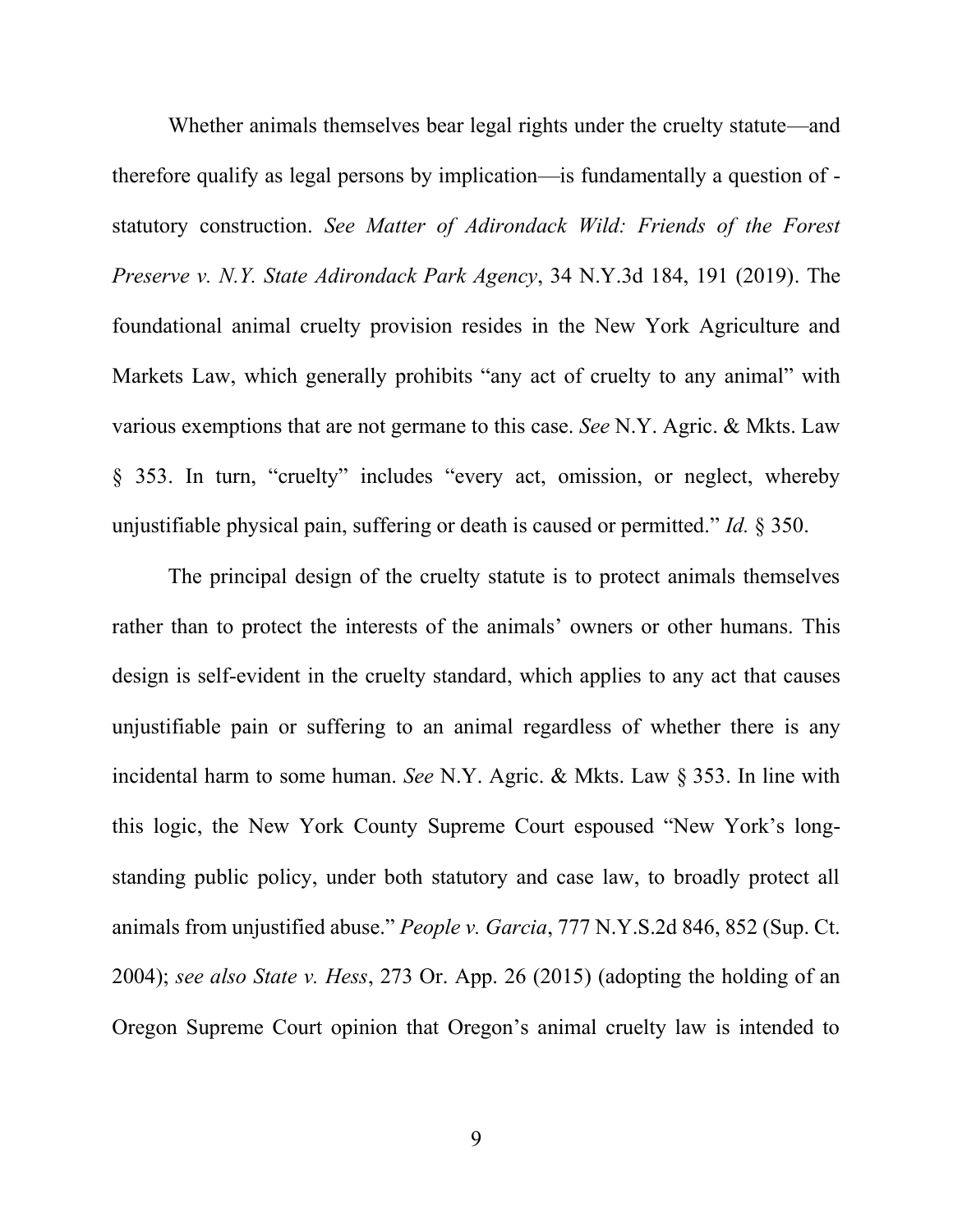Whether animals themselves bear legal rights under the cruelty statute—and therefore qualify as legal persons by implication—is fundamentally a question of - statutory construction. *See Matter of Adirondack Wild: Friends of the Forest Preserve v. N.Y. State Adirondack Park Agency*, 34 N.Y.3d 184, 191 (2019). The foundational animal cruelty provision resides in the New York Agriculture and Markets Law, which generally prohibits "any act of cruelty to any animal" with various exemptions that are not germane to this case. *See* N.Y. Agric. & Mkts. Law § 353. In turn, "cruelty" includes "every act, omission, or neglect, whereby unjustifiable physical pain, suffering or death is caused or permitted." *Id.* § 350.

The principal design of the cruelty statute is to protect animals themselves rather than to protect the interests of the animals' owners or other humans. This design is self-evident in the cruelty standard, which applies to any act that causes unjustifiable pain or suffering to an animal regardless of whether there is any incidental harm to some human. *See* N.Y. Agric. & Mkts. Law § 353. In line with this logic, the New York County Supreme Court espoused "New York's long-standing public policy, under both statutory and case law, to broadly protect all animals from unjustified abuse." *People v. Garcia*, 777 N.Y.S.2d 846, 852 (Sup. Ct. 2004); *see also State v. Hess*, 273 Or. App. 26 (2015) (adopting the holding of an Oregon Supreme Court opinion that Oregon's animal cruelty law is intended to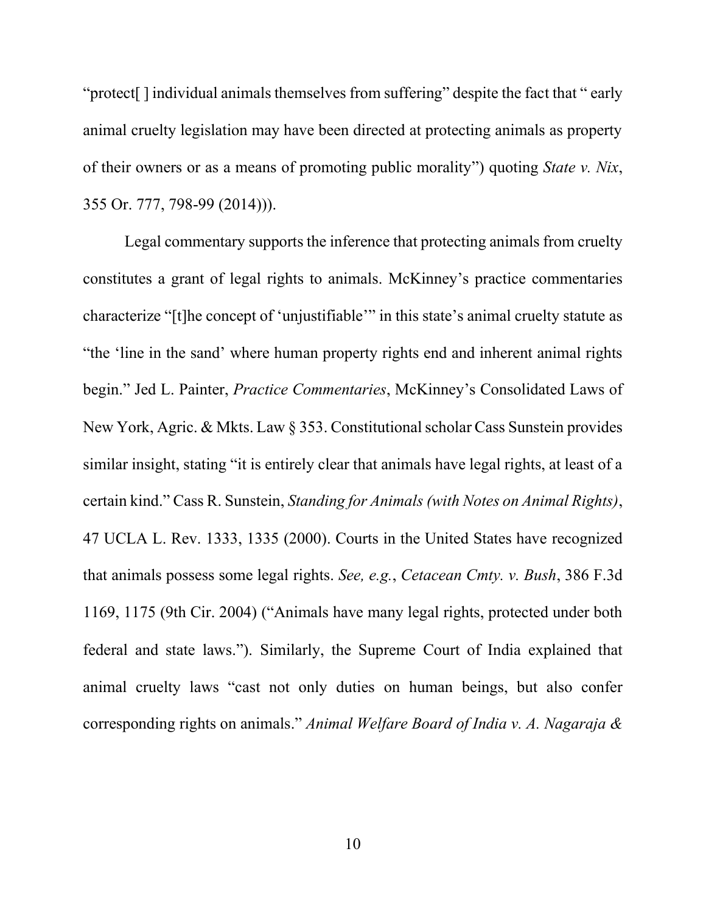"protect[ ] individual animals themselves from suffering" despite the fact that " early animal cruelty legislation may have been directed at protecting animals as property of their owners or as a means of promoting public morality") quoting *State v. Nix*, 355 Or. 777, 798-99 (2014))).

Legal commentary supports the inference that protecting animals from cruelty constitutes a grant of legal rights to animals. McKinney's practice commentaries characterize "[t]he concept of 'unjustifiable'" in this state's animal cruelty statute as "the 'line in the sand' where human property rights end and inherent animal rights begin." Jed L. Painter, *Practice Commentaries*, McKinney's Consolidated Laws of New York, Agric. & Mkts. Law § 353. Constitutional scholar Cass Sunstein provides similar insight, stating "it is entirely clear that animals have legal rights, at least of a certain kind." Cass R. Sunstein, *Standing for Animals (with Notes on Animal Rights)*, 47 UCLA L. Rev. 1333, 1335 (2000). Courts in the United States have recognized that animals possess some legal rights. *See, e.g.*, *Cetacean Cmty. v. Bush*, 386 F.3d 1169, 1175 (9th Cir. 2004) ("Animals have many legal rights, protected under both federal and state laws."). Similarly, the Supreme Court of India explained that animal cruelty laws "cast not only duties on human beings, but also confer corresponding rights on animals." *Animal Welfare Board of India v. A. Nagaraja &*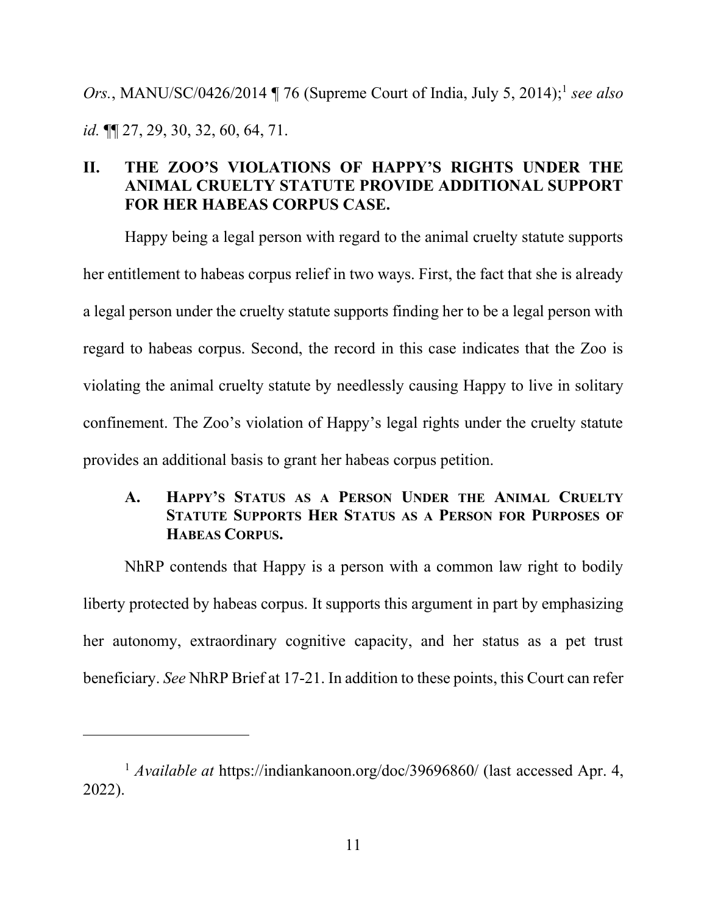*Ors.*, MANU/SC/0426/2014 ¶ 76 (Supreme Court of India, July 5, 2014);[1] *see also* *id.* ¶¶ 27, 29, 30, 32, 60, 64, 71.

## II. THE ZOO'S VIOLATIONS OF HAPPY'S RIGHTS UNDER THE ANIMAL CRUELTY STATUTE PROVIDE ADDITIONAL SUPPORT FOR HER HABEAS CORPUS CASE.

Happy being a legal person with regard to the animal cruelty statute supports her entitlement to habeas corpus relief in two ways. First, the fact that she is already a legal person under the cruelty statute supports finding her to be a legal person with regard to habeas corpus. Second, the record in this case indicates that the Zoo is violating the animal cruelty statute by needlessly causing Happy to live in solitary confinement. The Zoo's violation of Happy's legal rights under the cruelty statute provides an additional basis to grant her habeas corpus petition.

### A. HAPPY'S STATUS AS A PERSON UNDER THE ANIMAL CRUELTY STATUTE SUPPORTS HER STATUS AS A PERSON FOR PURPOSES OF HABEAS CORPUS.

NhRP contends that Happy is a person with a common law right to bodily liberty protected by habeas corpus. It supports this argument in part by emphasizing her autonomy, extraordinary cognitive capacity, and her status as a pet trust beneficiary. *See* NhRP Brief at 17-21. In addition to these points, this Court can refer

---

[1] *Available at* https://indiankanoon.org/doc/39696860/ (last accessed Apr. 4, 2022).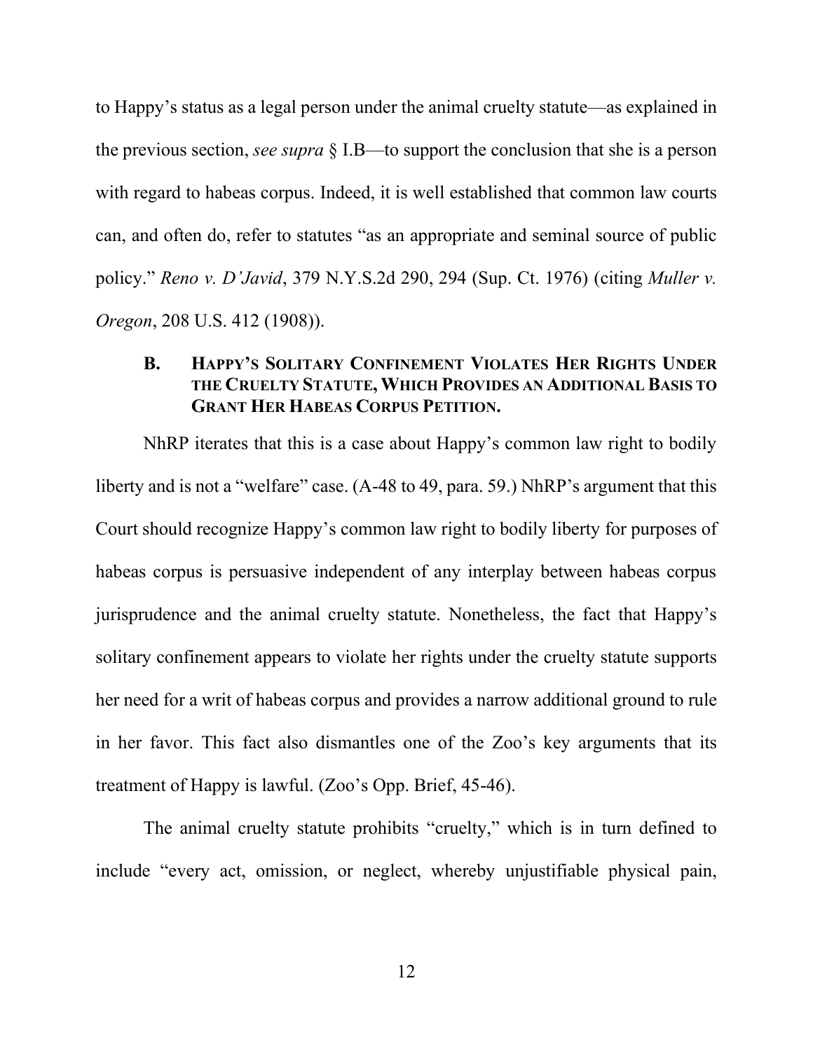to Happy's status as a legal person under the animal cruelty statute—as explained in the previous section, *see supra* § I.B—to support the conclusion that she is a person with regard to habeas corpus. Indeed, it is well established that common law courts can, and often do, refer to statutes "as an appropriate and seminal source of public policy." *Reno v. D'Javid*, 379 N.Y.S.2d 290, 294 (Sup. Ct. 1976) (citing *Muller v. Oregon*, 208 U.S. 412 (1908)).

### B. HAPPY'S SOLITARY CONFINEMENT VIOLATES HER RIGHTS UNDER THE CRUELTY STATUTE, WHICH PROVIDES AN ADDITIONAL BASIS TO GRANT HER HABEAS CORPUS PETITION.

NhRP iterates that this is a case about Happy's common law right to bodily liberty and is not a "welfare" case. (A-48 to 49, para. 59.) NhRP's argument that this Court should recognize Happy's common law right to bodily liberty for purposes of habeas corpus is persuasive independent of any interplay between habeas corpus jurisprudence and the animal cruelty statute. Nonetheless, the fact that Happy's solitary confinement appears to violate her rights under the cruelty statute supports her need for a writ of habeas corpus and provides a narrow additional ground to rule in her favor. This fact also dismantles one of the Zoo's key arguments that its treatment of Happy is lawful. (Zoo's Opp. Brief, 45-46).

The animal cruelty statute prohibits "cruelty," which is in turn defined to include "every act, omission, or neglect, whereby unjustifiable physical pain,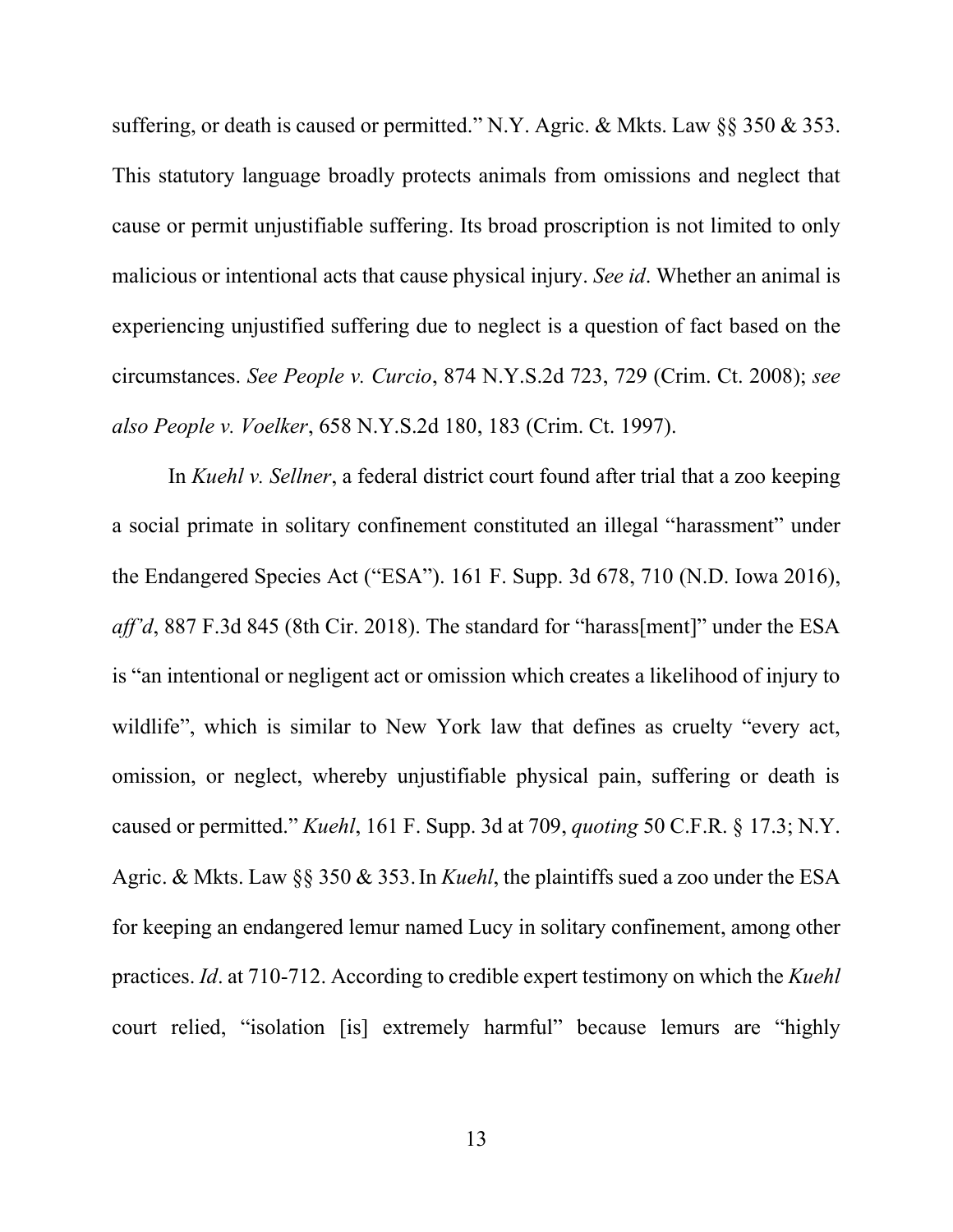suffering, or death is caused or permitted." N.Y. Agric. & Mkts. Law §§ 350 & 353. This statutory language broadly protects animals from omissions and neglect that cause or permit unjustifiable suffering. Its broad proscription is not limited to only malicious or intentional acts that cause physical injury. *See id*. Whether an animal is experiencing unjustified suffering due to neglect is a question of fact based on the circumstances. *See People v. Curcio*, 874 N.Y.S.2d 723, 729 (Crim. Ct. 2008); *see also People v. Voelker*, 658 N.Y.S.2d 180, 183 (Crim. Ct. 1997).

In *Kuehl v. Sellner*, a federal district court found after trial that a zoo keeping a social primate in solitary confinement constituted an illegal "harassment" under the Endangered Species Act ("ESA"). 161 F. Supp. 3d 678, 710 (N.D. Iowa 2016), *aff'd*, 887 F.3d 845 (8th Cir. 2018). The standard for "harass[ment]" under the ESA is "an intentional or negligent act or omission which creates a likelihood of injury to wildlife", which is similar to New York law that defines as cruelty "every act, omission, or neglect, whereby unjustifiable physical pain, suffering or death is caused or permitted." *Kuehl*, 161 F. Supp. 3d at 709, *quoting* 50 C.F.R. § 17.3; N.Y. Agric. & Mkts. Law §§ 350 & 353. In *Kuehl*, the plaintiffs sued a zoo under the ESA for keeping an endangered lemur named Lucy in solitary confinement, among other practices. *Id*. at 710-712. According to credible expert testimony on which the *Kuehl* court relied, "isolation [is] extremely harmful" because lemurs are "highly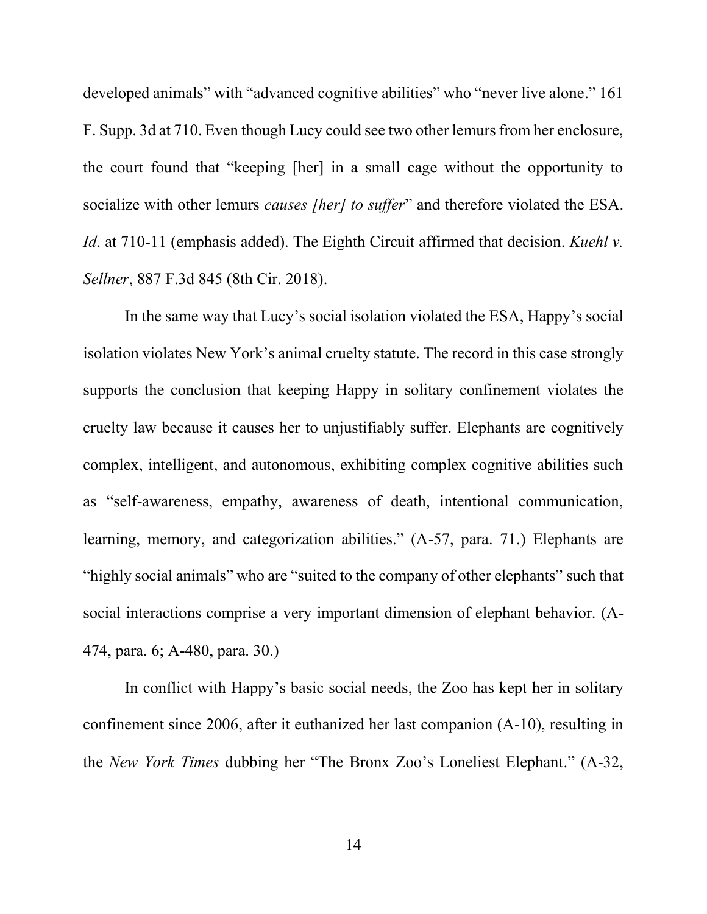developed animals" with "advanced cognitive abilities" who "never live alone." 161 F. Supp. 3d at 710. Even though Lucy could see two other lemurs from her enclosure, the court found that "keeping [her] in a small cage without the opportunity to socialize with other lemurs *causes [her] to suffer*" and therefore violated the ESA. *Id*. at 710-11 (emphasis added). The Eighth Circuit affirmed that decision. *Kuehl v. Sellner*, 887 F.3d 845 (8th Cir. 2018).

In the same way that Lucy's social isolation violated the ESA, Happy's social isolation violates New York's animal cruelty statute. The record in this case strongly supports the conclusion that keeping Happy in solitary confinement violates the cruelty law because it causes her to unjustifiably suffer. Elephants are cognitively complex, intelligent, and autonomous, exhibiting complex cognitive abilities such as "self-awareness, empathy, awareness of death, intentional communication, learning, memory, and categorization abilities." (A-57, para. 71.) Elephants are "highly social animals" who are "suited to the company of other elephants" such that social interactions comprise a very important dimension of elephant behavior. (A-474, para. 6; A-480, para. 30.)

In conflict with Happy's basic social needs, the Zoo has kept her in solitary confinement since 2006, after it euthanized her last companion (A-10), resulting in the *New York Times* dubbing her "The Bronx Zoo's Loneliest Elephant." (A-32,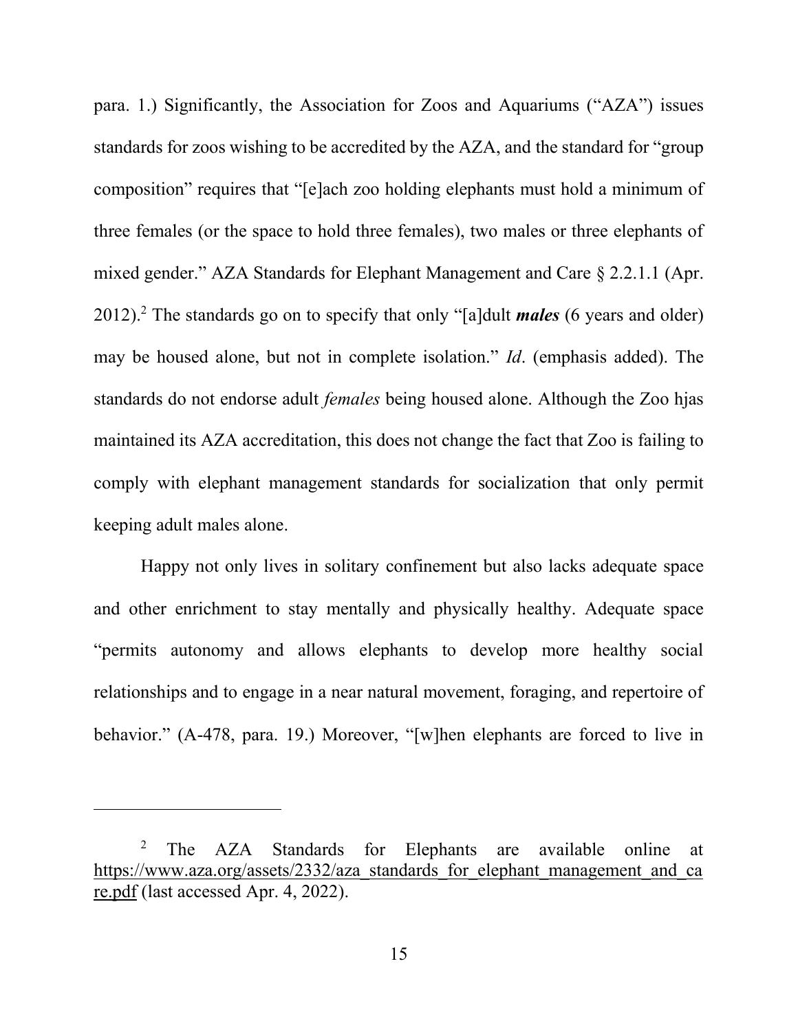para. 1.) Significantly, the Association for Zoos and Aquariums ("AZA") issues standards for zoos wishing to be accredited by the AZA, and the standard for "group composition" requires that "[e]ach zoo holding elephants must hold a minimum of three females (or the space to hold three females), two males or three elephants of mixed gender." AZA Standards for Elephant Management and Care § 2.2.1.1 (Apr. 2012).[2] The standards go on to specify that only "[a]dult ***males*** (6 years and older) may be housed alone, but not in complete isolation." *Id*. (emphasis added). The standards do not endorse adult *females* being housed alone. Although the Zoo hjas maintained its AZA accreditation, this does not change the fact that Zoo is failing to comply with elephant management standards for socialization that only permit keeping adult males alone.

Happy not only lives in solitary confinement but also lacks adequate space and other enrichment to stay mentally and physically healthy. Adequate space "permits autonomy and allows elephants to develop more healthy social relationships and to engage in a near natural movement, foraging, and repertoire of behavior." (A-478, para. 19.) Moreover, "[w]hen elephants are forced to live in

---

[2] The AZA Standards for Elephants are available online at https://www.aza.org/assets/2332/aza_standards_for_elephant_management_and_care.pdf (last accessed Apr. 4, 2022).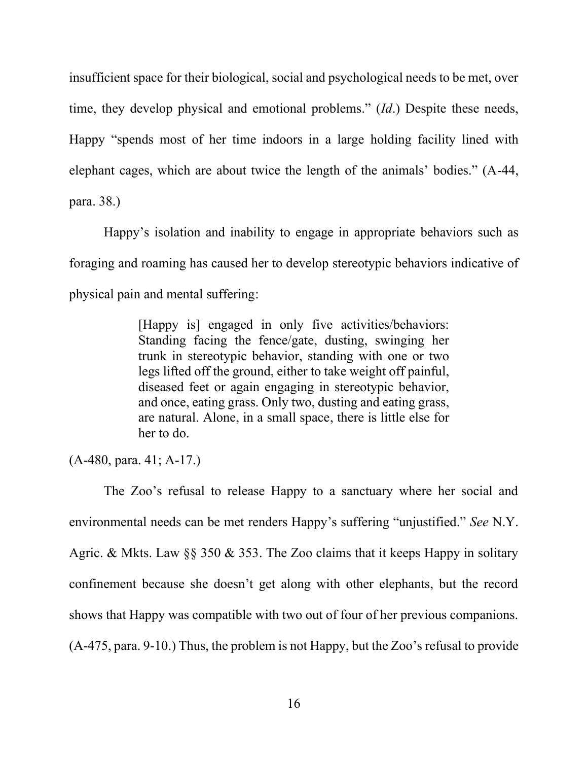insufficient space for their biological, social and psychological needs to be met, over time, they develop physical and emotional problems." (*Id*.) Despite these needs, Happy "spends most of her time indoors in a large holding facility lined with elephant cages, which are about twice the length of the animals' bodies." (A-44, para. 38.)

Happy's isolation and inability to engage in appropriate behaviors such as foraging and roaming has caused her to develop stereotypic behaviors indicative of physical pain and mental suffering:

> [Happy is] engaged in only five activities/behaviors: Standing facing the fence/gate, dusting, swinging her trunk in stereotypic behavior, standing with one or two legs lifted off the ground, either to take weight off painful, diseased feet or again engaging in stereotypic behavior, and once, eating grass. Only two, dusting and eating grass, are natural. Alone, in a small space, there is little else for her to do.

(A-480, para. 41; A-17.)

The Zoo's refusal to release Happy to a sanctuary where her social and environmental needs can be met renders Happy's suffering "unjustified." *See* N.Y. Agric. & Mkts. Law §§ 350 & 353. The Zoo claims that it keeps Happy in solitary confinement because she doesn't get along with other elephants, but the record shows that Happy was compatible with two out of four of her previous companions. (A-475, para. 9-10.) Thus, the problem is not Happy, but the Zoo's refusal to provide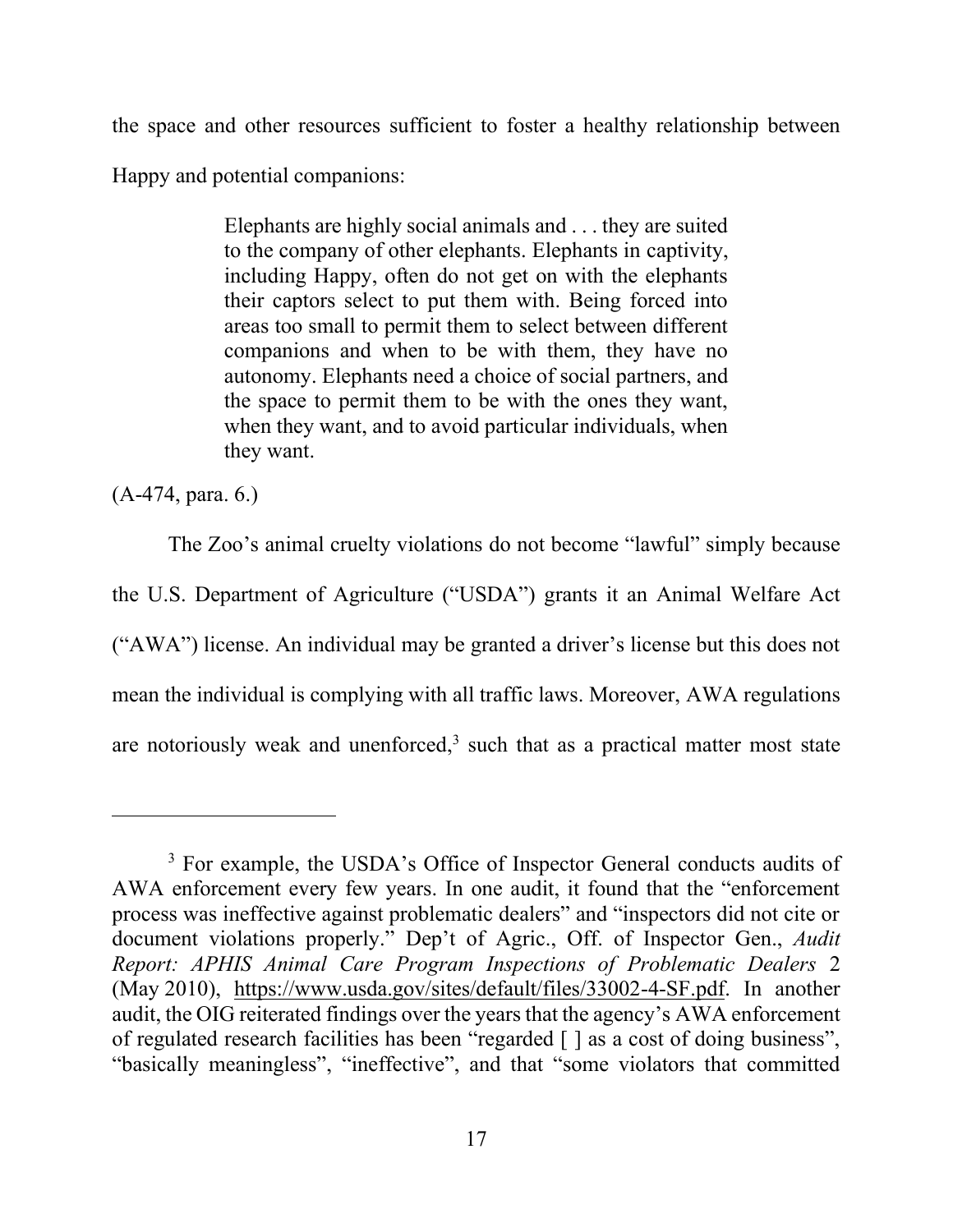the space and other resources sufficient to foster a healthy relationship between Happy and potential companions:

> Elephants are highly social animals and . . . they are suited to the company of other elephants. Elephants in captivity, including Happy, often do not get on with the elephants their captors select to put them with. Being forced into areas too small to permit them to select between different companions and when to be with them, they have no autonomy. Elephants need a choice of social partners, and the space to permit them to be with the ones they want, when they want, and to avoid particular individuals, when they want.

(A-474, para. 6.)

The Zoo's animal cruelty violations do not become "lawful" simply because the U.S. Department of Agriculture ("USDA") grants it an Animal Welfare Act ("AWA") license. An individual may be granted a driver's license but this does not mean the individual is complying with all traffic laws. Moreover, AWA regulations are notoriously weak and unenforced,[3] such that as a practical matter most state

---

[3] For example, the USDA's Office of Inspector General conducts audits of AWA enforcement every few years. In one audit, it found that the "enforcement process was ineffective against problematic dealers" and "inspectors did not cite or document violations properly." Dep't of Agric., Off. of Inspector Gen., *Audit Report: APHIS Animal Care Program Inspections of Problematic Dealers* 2 (May 2010), https://www.usda.gov/sites/default/files/33002-4-SF.pdf. In another audit, the OIG reiterated findings over the years that the agency's AWA enforcement of regulated research facilities has been "regarded [ ] as a cost of doing business", "basically meaningless", "ineffective", and that "some violators that committed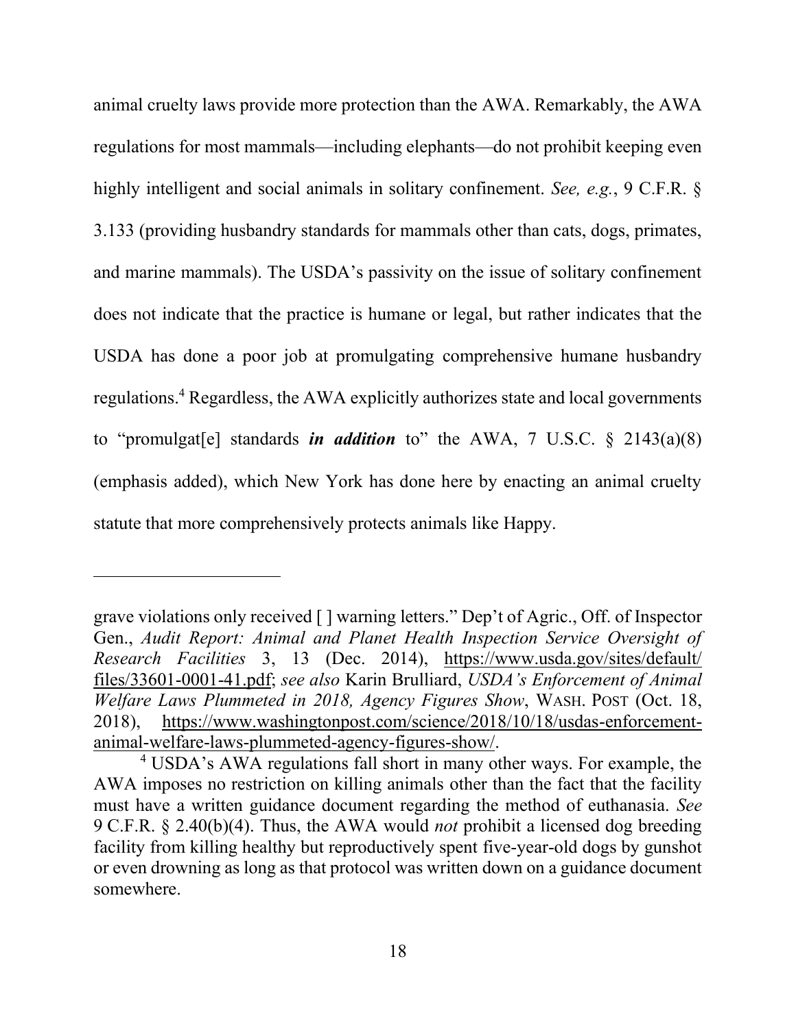animal cruelty laws provide more protection than the AWA. Remarkably, the AWA regulations for most mammals—including elephants—do not prohibit keeping even highly intelligent and social animals in solitary confinement. *See, e.g.*, 9 C.F.R. § 3.133 (providing husbandry standards for mammals other than cats, dogs, primates, and marine mammals). The USDA's passivity on the issue of solitary confinement does not indicate that the practice is humane or legal, but rather indicates that the USDA has done a poor job at promulgating comprehensive humane husbandry regulations.[4] Regardless, the AWA explicitly authorizes state and local governments to "promulgat[e] standards ***in addition*** to" the AWA, 7 U.S.C. § 2143(a)(8) (emphasis added), which New York has done here by enacting an animal cruelty statute that more comprehensively protects animals like Happy.

---

grave violations only received [ ] warning letters." Dep't of Agric., Off. of Inspector Gen., *Audit Report: Animal and Planet Health Inspection Service Oversight of Research Facilities* 3, 13 (Dec. 2014), https://www.usda.gov/sites/default/files/33601-0001-41.pdf; *see also* Karin Brulliard, *USDA's Enforcement of Animal Welfare Laws Plummeted in 2018, Agency Figures Show*, WASH. POST (Oct. 18, 2018), https://www.washingtonpost.com/science/2018/10/18/usdas-enforcement-animal-welfare-laws-plummeted-agency-figures-show/.

[4] USDA's AWA regulations fall short in many other ways. For example, the AWA imposes no restriction on killing animals other than the fact that the facility must have a written guidance document regarding the method of euthanasia. *See* 9 C.F.R. § 2.40(b)(4). Thus, the AWA would *not* prohibit a licensed dog breeding facility from killing healthy but reproductively spent five-year-old dogs by gunshot or even drowning as long as that protocol was written down on a guidance document somewhere.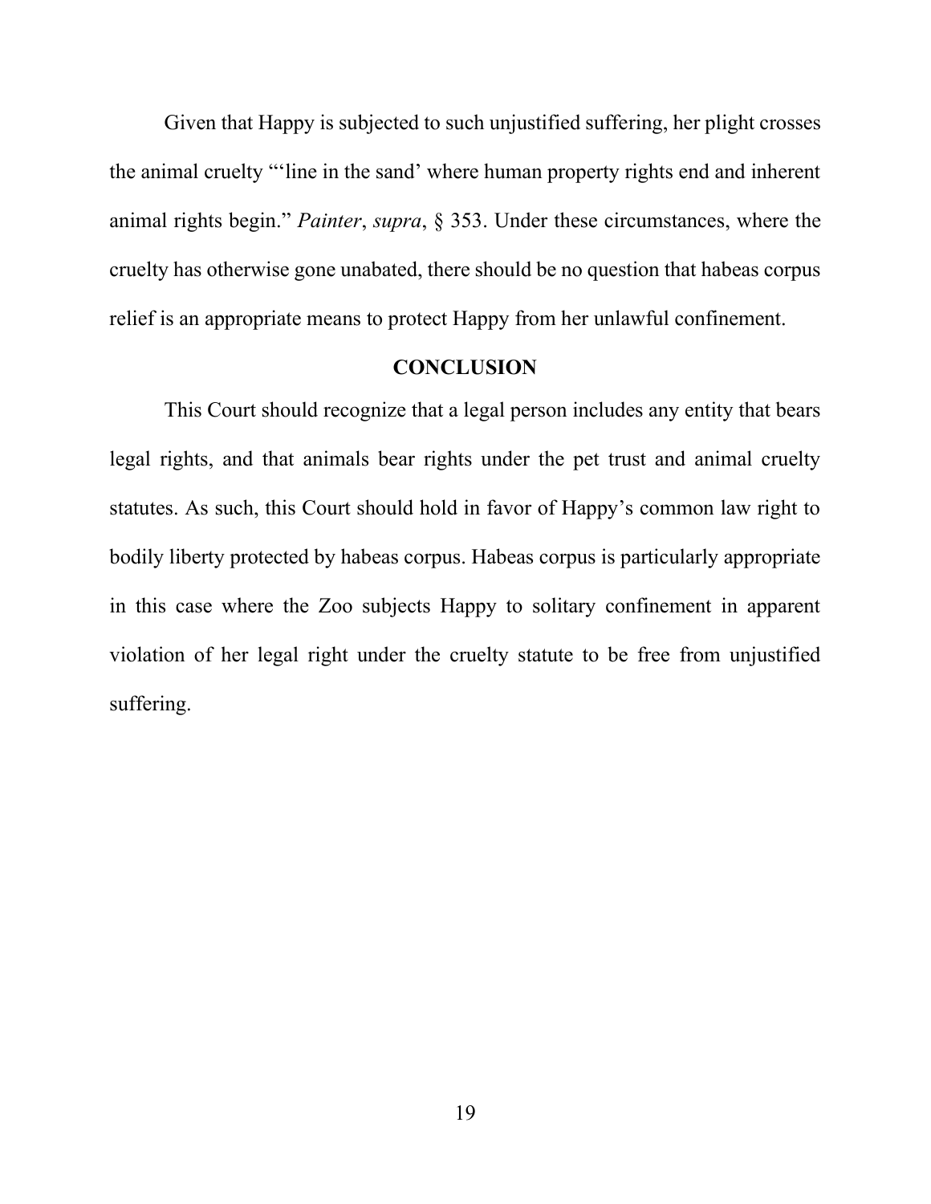Given that Happy is subjected to such unjustified suffering, her plight crosses the animal cruelty "'line in the sand' where human property rights end and inherent animal rights begin." *Painter*, *supra*, § 353. Under these circumstances, where the cruelty has otherwise gone unabated, there should be no question that habeas corpus relief is an appropriate means to protect Happy from her unlawful confinement.

## CONCLUSION

This Court should recognize that a legal person includes any entity that bears legal rights, and that animals bear rights under the pet trust and animal cruelty statutes. As such, this Court should hold in favor of Happy's common law right to bodily liberty protected by habeas corpus. Habeas corpus is particularly appropriate in this case where the Zoo subjects Happy to solitary confinement in apparent violation of her legal right under the cruelty statute to be free from unjustified suffering.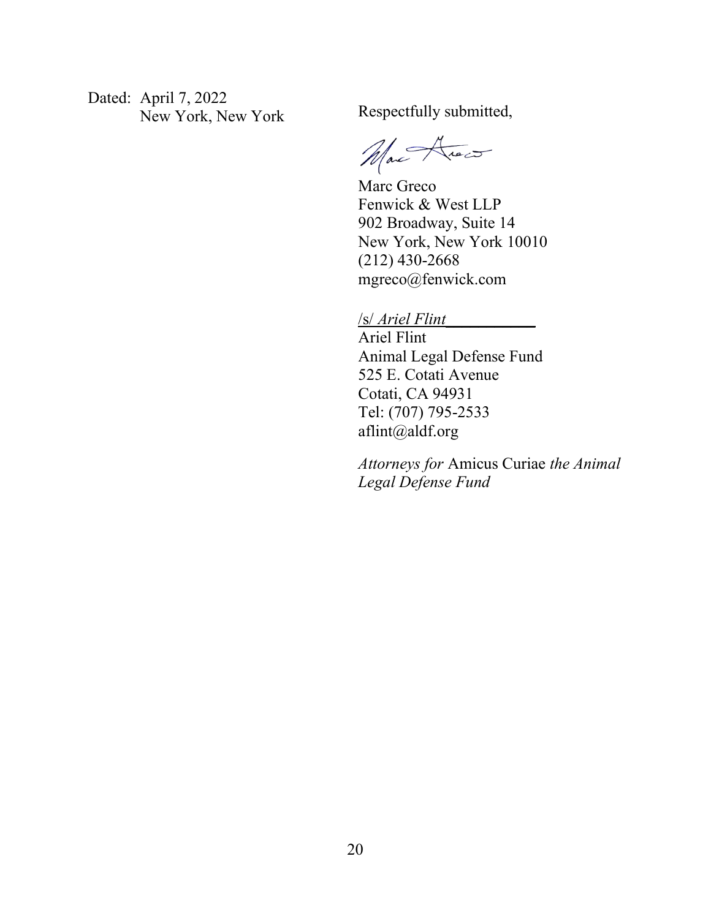Dated: April 7, 2022
New York, New York

Respectfully submitted,

Marc Greco
Fenwick & West LLP
902 Broadway, Suite 14
New York, New York 10010
(212) 430-2668
mgreco@fenwick.com

/s/ *Ariel Flint*
Ariel Flint
Animal Legal Defense Fund
525 E. Cotati Avenue
Cotati, CA 94931
Tel: (707) 795-2533
aflint@aldf.org

*Attorneys for* Amicus Curiae *the Animal Legal Defense Fund*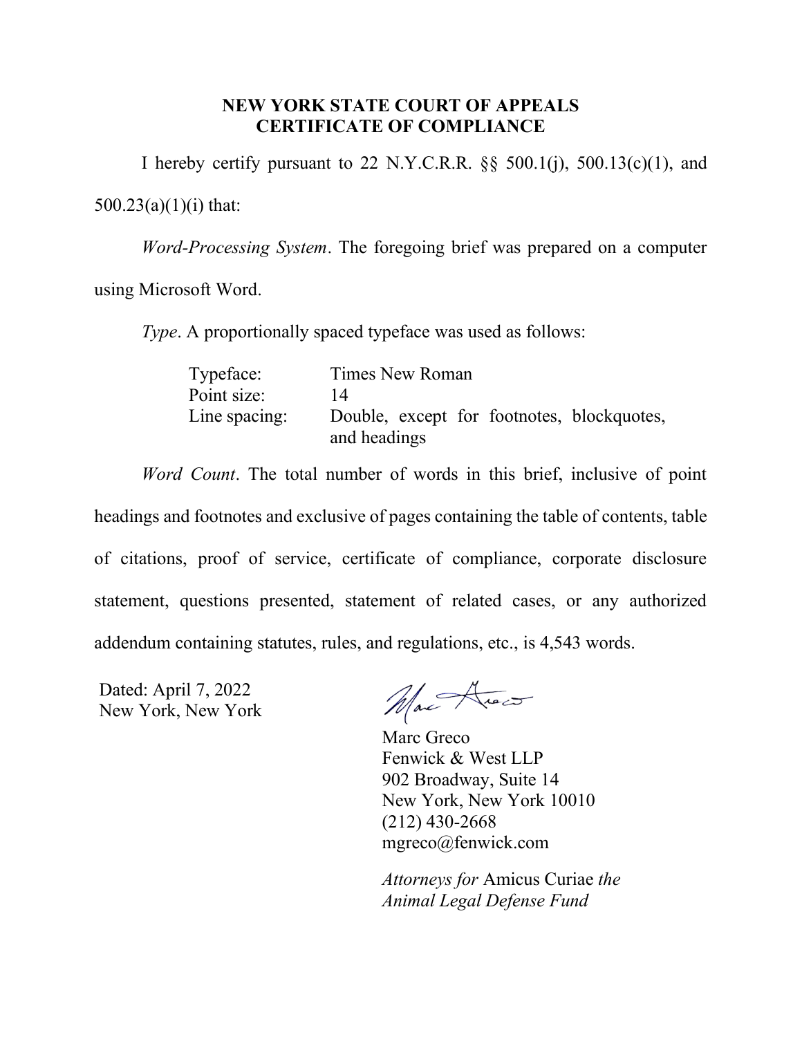**NEW YORK STATE COURT OF APPEALS**
**CERTIFICATE OF COMPLIANCE**

I hereby certify pursuant to 22 N.Y.C.R.R. §§ 500.1(j), 500.13(c)(1), and 500.23(a)(1)(i) that:

*Word-Processing System*. The foregoing brief was prepared on a computer using Microsoft Word.

*Type*. A proportionally spaced typeface was used as follows:

| | |
|---|---|
| Typeface: | Times New Roman |
| Point size: | 14 |
| Line spacing: | Double, except for footnotes, blockquotes, and headings |

*Word Count*. The total number of words in this brief, inclusive of point headings and footnotes and exclusive of pages containing the table of contents, table of citations, proof of service, certificate of compliance, corporate disclosure statement, questions presented, statement of related cases, or any authorized addendum containing statutes, rules, and regulations, etc., is 4,543 words.

Dated: April 7, 2022
New York, New York

Marc Greco
Fenwick & West LLP
902 Broadway, Suite 14
New York, New York 10010
(212) 430-2668
mgreco@fenwick.com

*Attorneys for* Amicus Curiae *the Animal Legal Defense Fund*